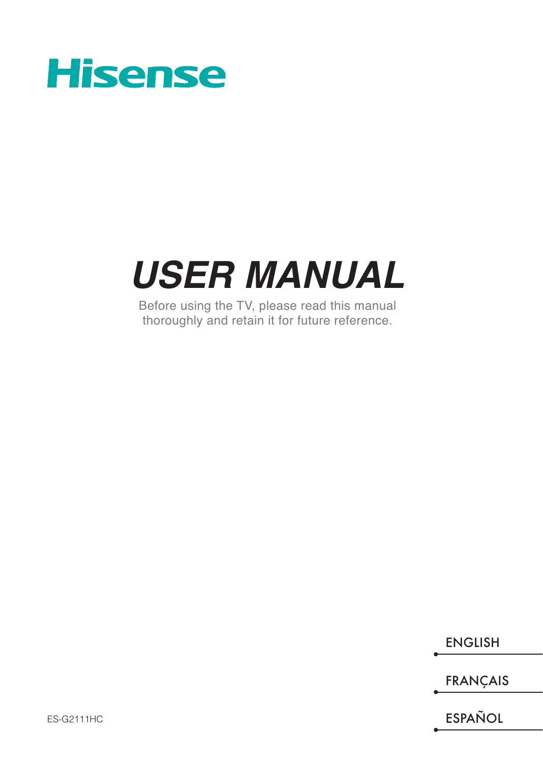Hisense

# USER MANUAL

Before using the TV, please read this manual thoroughly and retain it for future reference.

ENGLISH

FRANÇAIS

ESPAÑOL

ES-G2111HC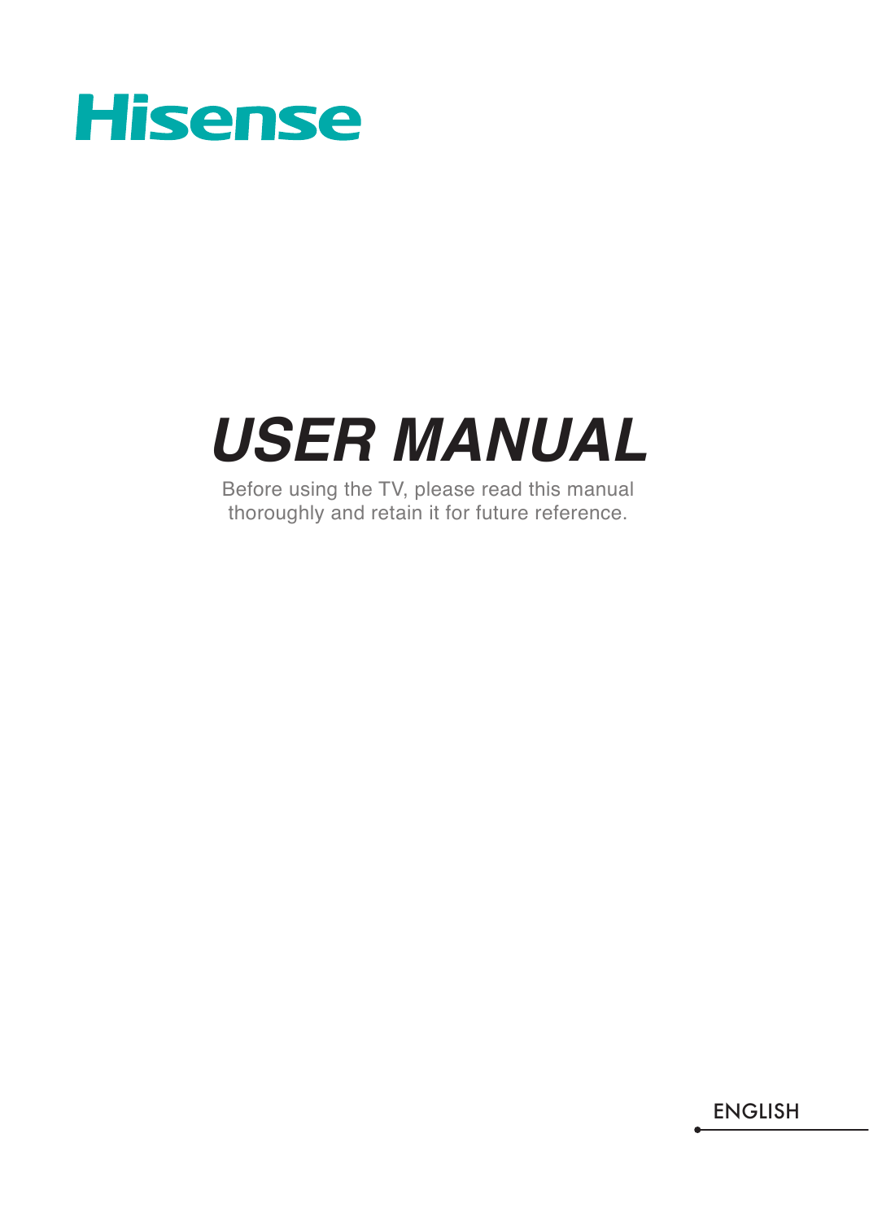Hisense

# USER MANUAL

Before using the TV, please read this manual thoroughly and retain it for future reference.

ENGLISH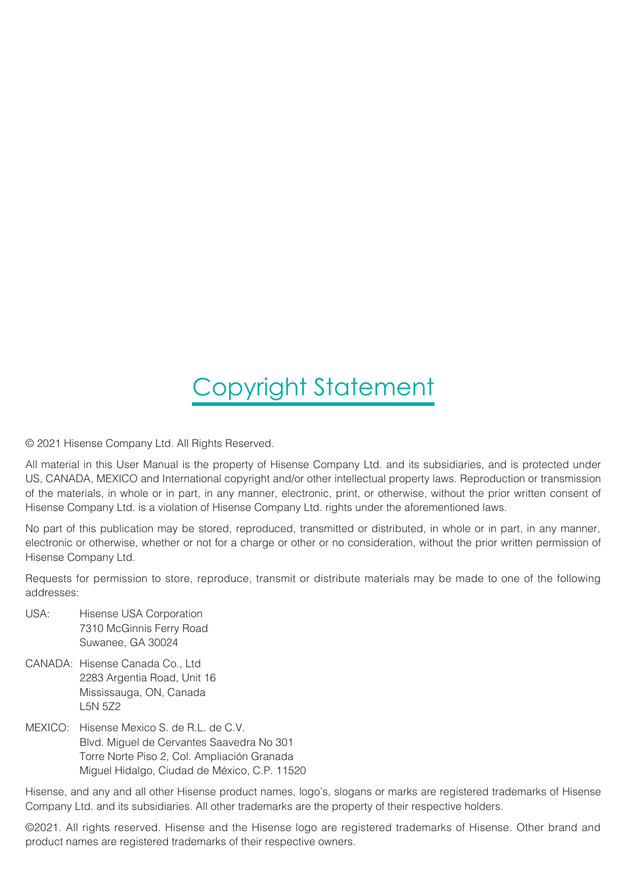# Copyright Statement

© 2021 Hisense Company Ltd. All Rights Reserved.

All material in this User Manual is the property of Hisense Company Ltd. and its subsidiaries, and is protected under US, CANADA, MEXICO and International copyright and/or other intellectual property laws. Reproduction or transmission of the materials, in whole or in part, in any manner, electronic, print, or otherwise, without the prior written consent of Hisense Company Ltd. is a violation of Hisense Company Ltd. rights under the aforementioned laws.

No part of this publication may be stored, reproduced, transmitted or distributed, in whole or in part, in any manner, electronic or otherwise, whether or not for a charge or other or no consideration, without the prior written permission of Hisense Company Ltd.

Requests for permission to store, reproduce, transmit or distribute materials may be made to one of the following addresses:

USA: Hisense USA Corporation
7310 McGinnis Ferry Road
Suwanee, GA 30024

CANADA: Hisense Canada Co., Ltd
2283 Argentia Road, Unit 16
Mississauga, ON, Canada
L5N 5Z2

MEXICO: Hisense Mexico S. de R.L. de C.V.
Blvd. Miguel de Cervantes Saavedra No 301
Torre Norte Piso 2, Col. Ampliación Granada
Miguel Hidalgo, Ciudad de México, C.P. 11520

Hisense, and any and all other Hisense product names, logo's, slogans or marks are registered trademarks of Hisense Company Ltd. and its subsidiaries. All other trademarks are the property of their respective holders.

©2021. All rights reserved. Hisense and the Hisense logo are registered trademarks of Hisense. Other brand and product names are registered trademarks of their respective owners.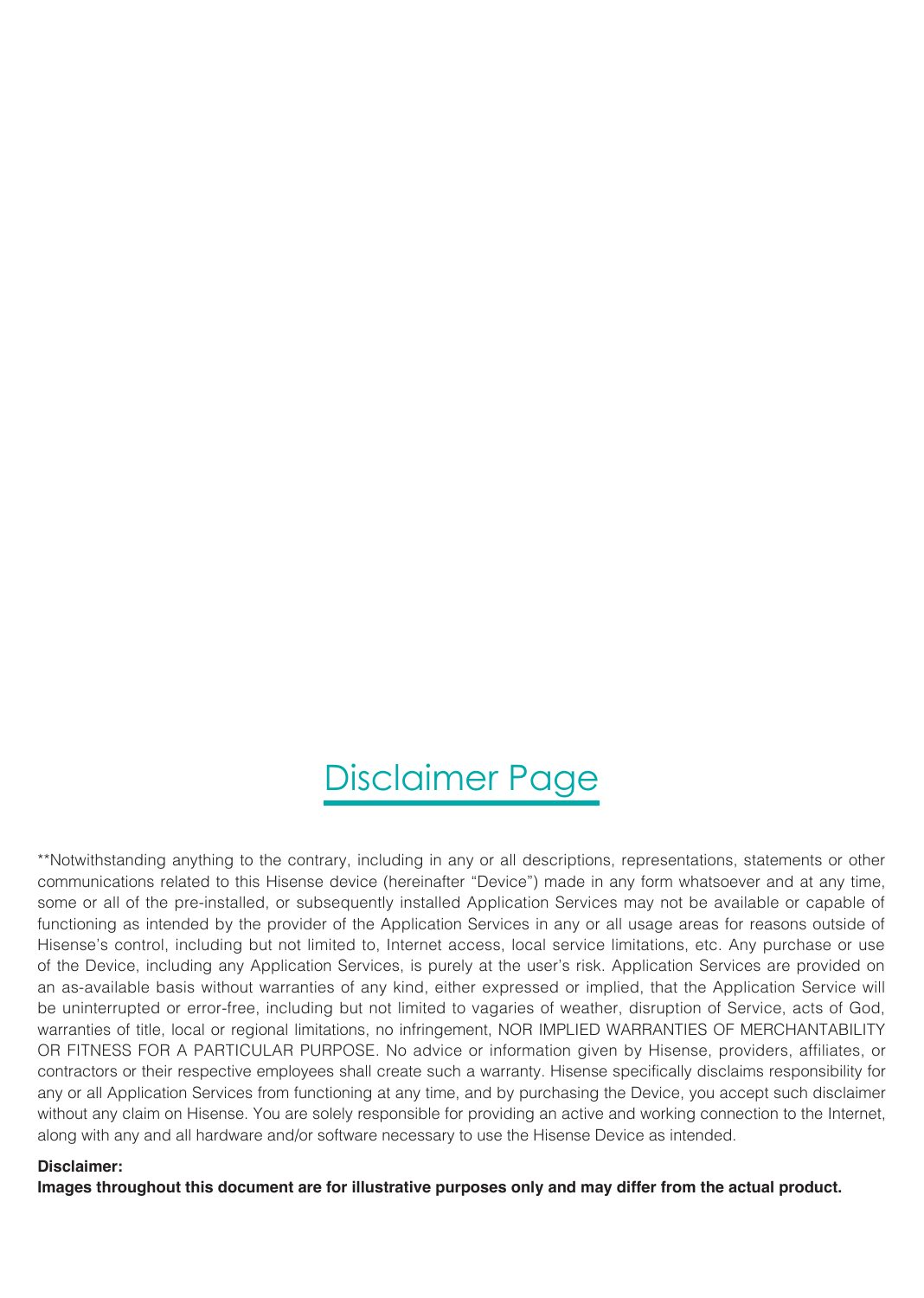# Disclaimer Page

**Notwithstanding anything to the contrary, including in any or all descriptions, representations, statements or other communications related to this Hisense device (hereinafter “Device”) made in any form whatsoever and at any time, some or all of the pre-installed, or subsequently installed Application Services may not be available or capable of functioning as intended by the provider of the Application Services in any or all usage areas for reasons outside of Hisense’s control, including but not limited to, Internet access, local service limitations, etc. Any purchase or use of the Device, including any Application Services, is purely at the user’s risk. Application Services are provided on an as-available basis without warranties of any kind, either expressed or implied, that the Application Service will be uninterrupted or error-free, including but not limited to vagaries of weather, disruption of Service, acts of God, warranties of title, local or regional limitations, no infringement, NOR IMPLIED WARRANTIES OF MERCHANTABILITY OR FITNESS FOR A PARTICULAR PURPOSE. No advice or information given by Hisense, providers, affiliates, or contractors or their respective employees shall create such a warranty. Hisense specifically disclaims responsibility for any or all Application Services from functioning at any time, and by purchasing the Device, you accept such disclaimer without any claim on Hisense. You are solely responsible for providing an active and working connection to the Internet, along with any and all hardware and/or software necessary to use the Hisense Device as intended.

**Disclaimer:**

**Images throughout this document are for illustrative purposes only and may differ from the actual product.**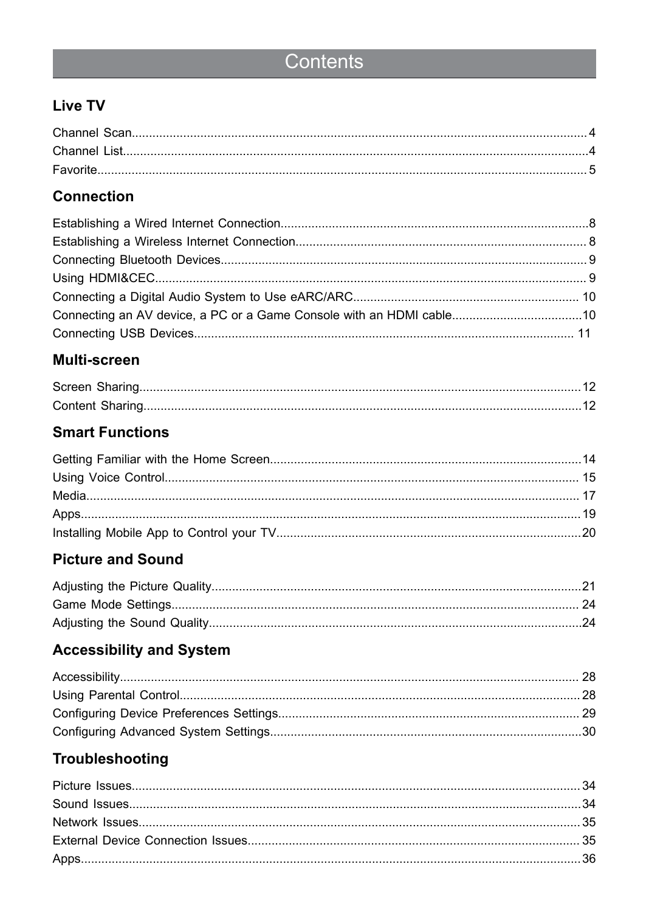# Contents

## Live TV

Channel Scan....................................................................................................................................4
Channel List.......................................................................................................................................4
Favorite.............................................................................................................................................5

## Connection

Establishing a Wired Internet Connection.........................................................................................8
Establishing a Wireless Internet Connection.................................................................................... 8
Connecting Bluetooth Devices..........................................................................................................9
Using HDMI&CEC.............................................................................................................................9
Connecting a Digital Audio System to Use eARC/ARC.................................................................. 10
Connecting an AV device, a PC or a Game Console with an HDMI cable......................................10
Connecting USB Devices.............................................................................................................. 11

## Multi-screen

Screen Sharing................................................................................................................................12
Content Sharing...............................................................................................................................12

## Smart Functions

Getting Familiar with the Home Screen..........................................................................................14
Using Voice Control........................................................................................................................ 15
Media............................................................................................................................................... 17
Apps................................................................................................................................................19
Installing Mobile App to Control your TV.........................................................................................20

## Picture and Sound

Adjusting the Picture Quality...........................................................................................................21
Game Mode Settings...................................................................................................................... 24
Adjusting the Sound Quality............................................................................................................24

## Accessibility and System

Accessibility..................................................................................................................................... 28
Using Parental Control....................................................................................................................28
Configuring Device Preferences Settings....................................................................................... 29
Configuring Advanced System Settings..........................................................................................30

## Troubleshooting

Picture Issues..................................................................................................................................34
Sound Issues...................................................................................................................................34
Network Issues................................................................................................................................35
External Device Connection Issues................................................................................................ 35
Apps................................................................................................................................................36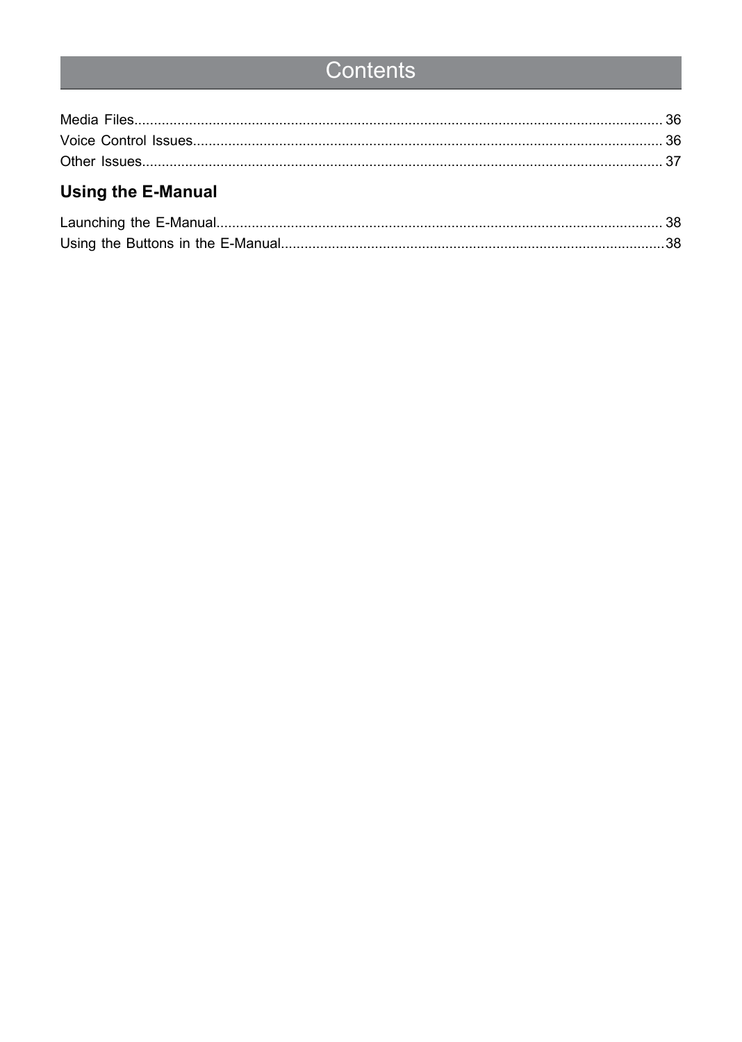# Contents

Media Files........................................................................................................................................ 36
Voice Control Issues........................................................................................................................ 36
Other Issues...................................................................................................................................... 37

## Using the E-Manual

Launching the E-Manual.................................................................................................................. 38
Using the Buttons in the E-Manual..................................................................................................38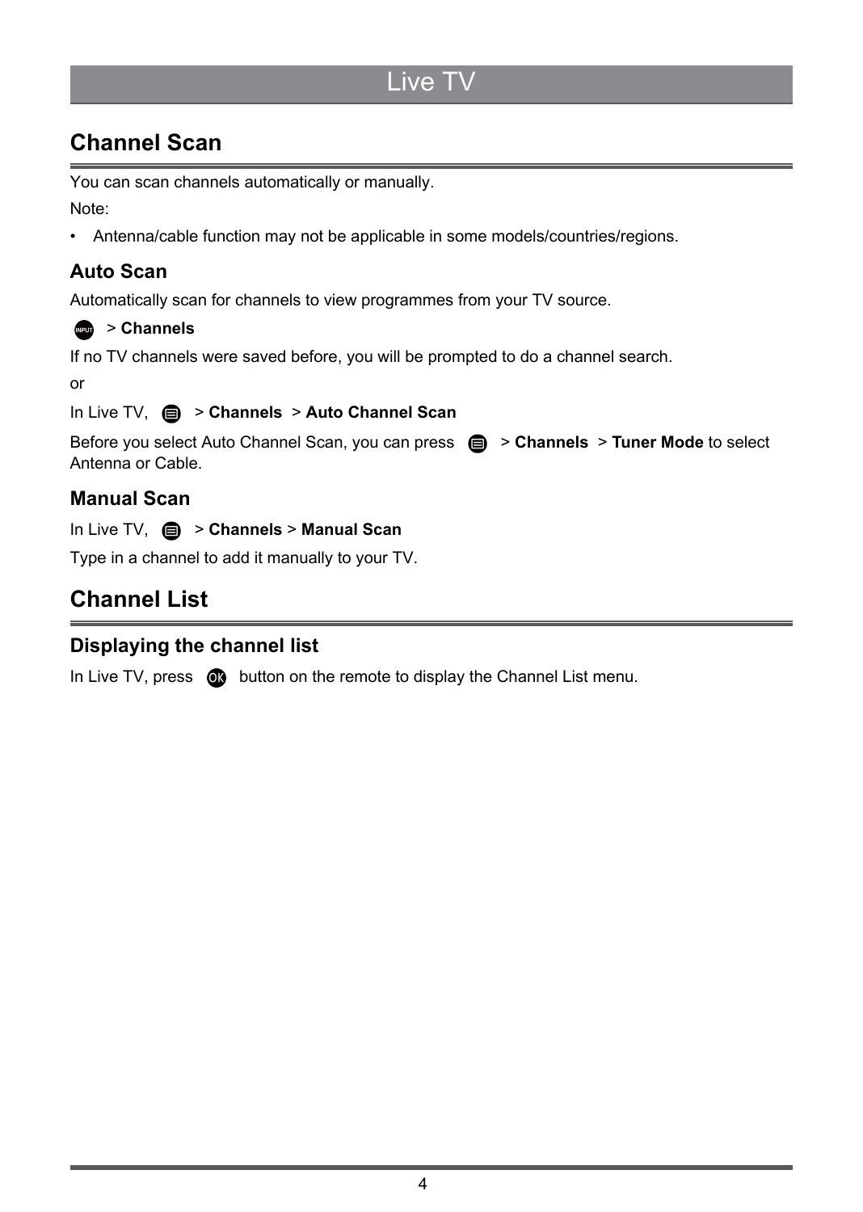# Live TV

## Channel Scan

You can scan channels automatically or manually.

Note:

- Antenna/cable function may not be applicable in some models/countries/regions.

### Auto Scan

Automatically scan for channels to view programmes from your TV source.

INPUT > **Channels**

If no TV channels were saved before, you will be prompted to do a channel search.

or

In Live TV, > **Channels** > **Auto Channel Scan**

Before you select Auto Channel Scan, you can press > **Channels** > **Tuner Mode** to select Antenna or Cable.

### Manual Scan

In Live TV, > **Channels** > **Manual Scan**

Type in a channel to add it manually to your TV.

## Channel List

### Displaying the channel list

In Live TV, press OK button on the remote to display the Channel List menu.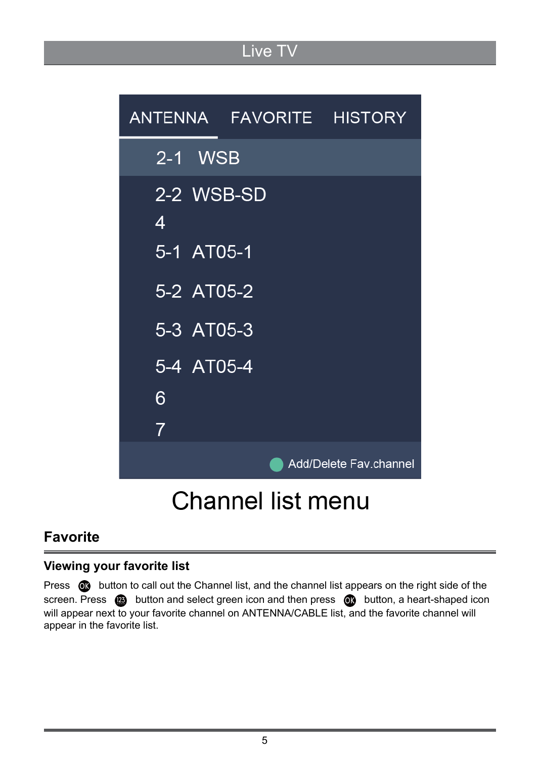ANTENNA FAVORITE HISTORY

2-1 WSB

2-2 WSB-SD

4

5-1 AT05-1

5-2 AT05-2

5-3 AT05-3

5-4 AT05-4

6

7

Add/Delete Fav.channel

Channel list menu

## Favorite

### Viewing your favorite list

Press OK button to call out the Channel list, and the channel list appears on the right side of the screen. Press 123 button and select green icon and then press OK button, a heart-shaped icon will appear next to your favorite channel on ANTENNA/CABLE list, and the favorite channel will appear in the favorite list.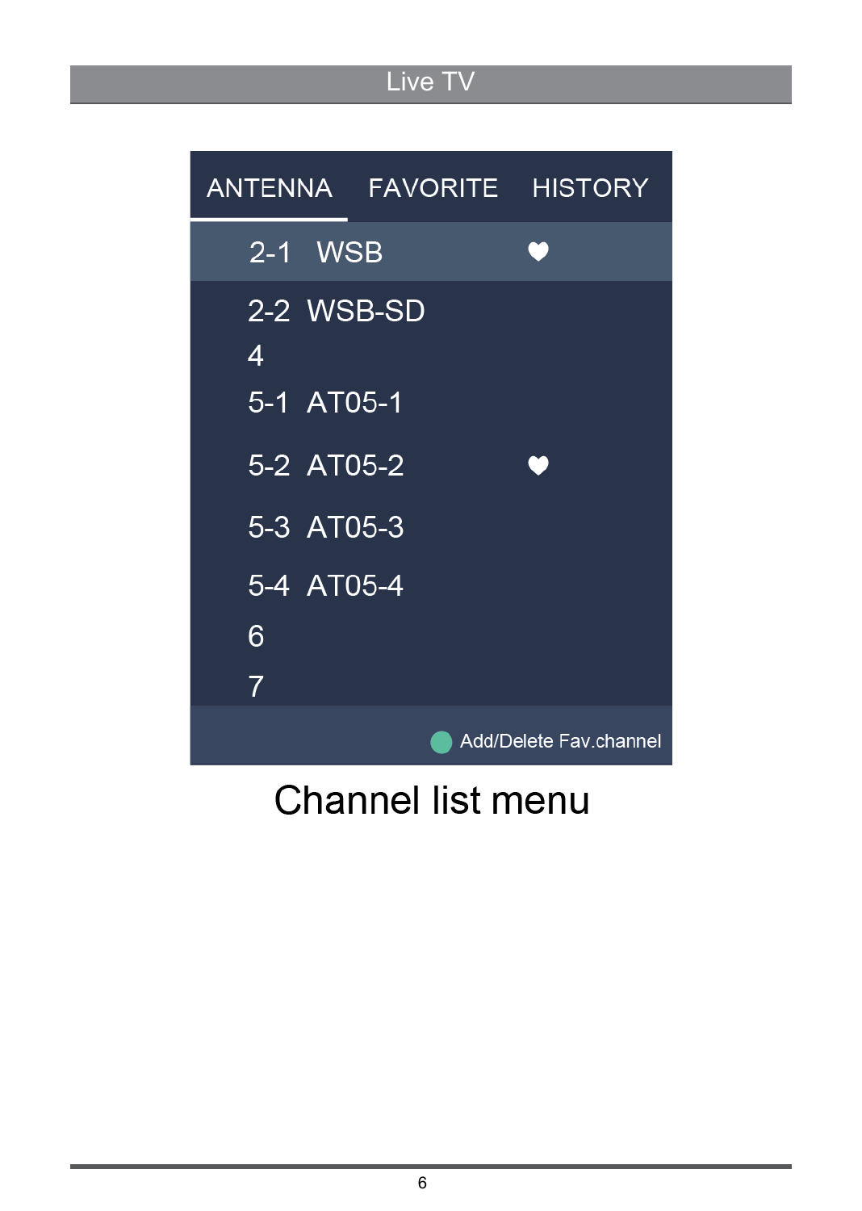ANTENNA FAVORITE HISTORY

2-1 WSB ♥

2-2 WSB-SD

4

5-1 AT05-1

5-2 AT05-2 ♥

5-3 AT05-3

5-4 AT05-4

6

7

Add/Delete Fav.channel

Channel list menu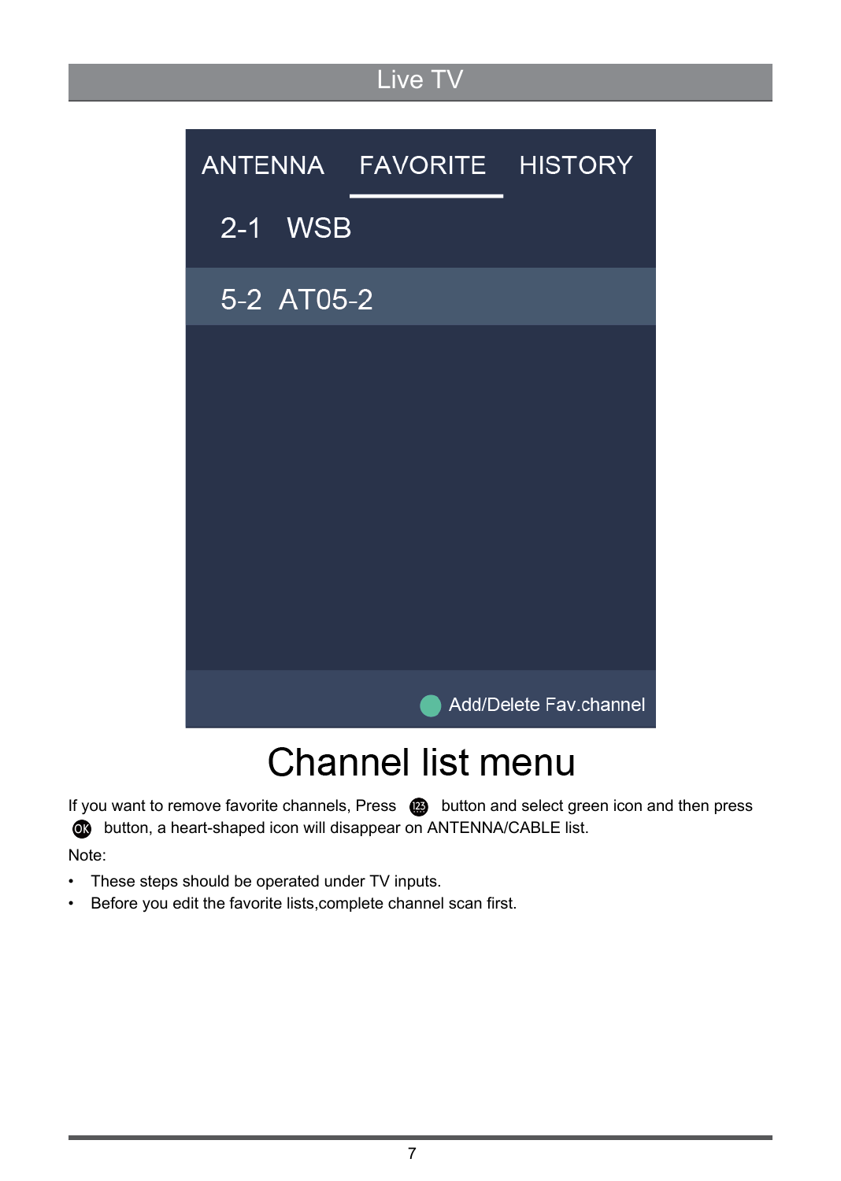ANTENNA FAVORITE HISTORY

2-1 WSB

5-2 AT05-2

Add/Delete Fav.channel

# Channel list menu

If you want to remove favorite channels, Press 123 button and select green icon and then press OK button, a heart-shaped icon will disappear on ANTENNA/CABLE list.

Note:

- These steps should be operated under TV inputs.
- Before you edit the favorite lists,complete channel scan first.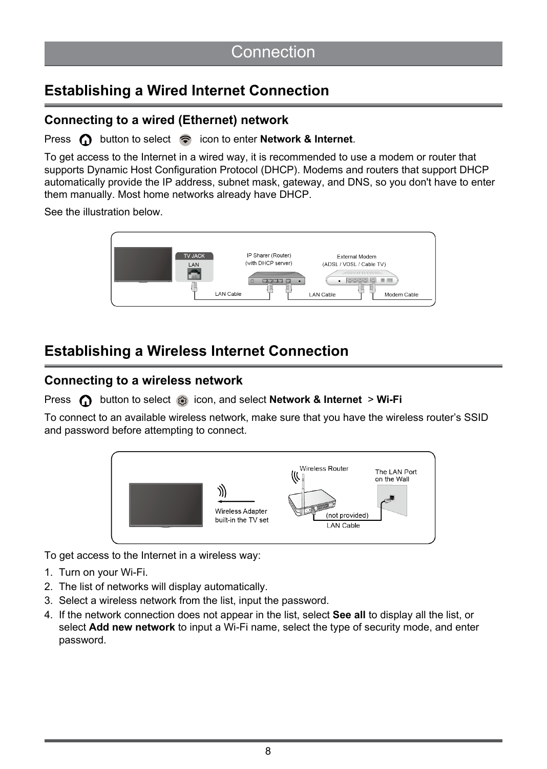# Connection

## Establishing a Wired Internet Connection

### Connecting to a wired (Ethernet) network

Press button to select icon to enter **Network & Internet**.

To get access to the Internet in a wired way, it is recommended to use a modem or router that supports Dynamic Host Configuration Protocol (DHCP). Modems and routers that support DHCP automatically provide the IP address, subnet mask, gateway, and DNS, so you don't have to enter them manually. Most home networks already have DHCP.

See the illustration below.

TV JACK
LAN
LAN Cable
IP Sharer (Router)
(with DHCP server)
LAN Cable
External Modem
(ADSL / VDSL / Cable TV)
Modem Cable

## Establishing a Wireless Internet Connection

### Connecting to a wireless network

Press button to select icon, and select **Network & Internet** > **Wi-Fi**

To connect to an available wireless network, make sure that you have the wireless router's SSID and password before attempting to connect.

Wireless Adapter
built-in the TV set
Wireless Router
(not provided)
LAN Cable
The LAN Port
on the Wall

To get access to the Internet in a wireless way:

1. Turn on your Wi-Fi.
2. The list of networks will display automatically.
3. Select a wireless network from the list, input the password.
4. If the network connection does not appear in the list, select **See all** to display all the list, or select **Add new network** to input a Wi-Fi name, select the type of security mode, and enter password.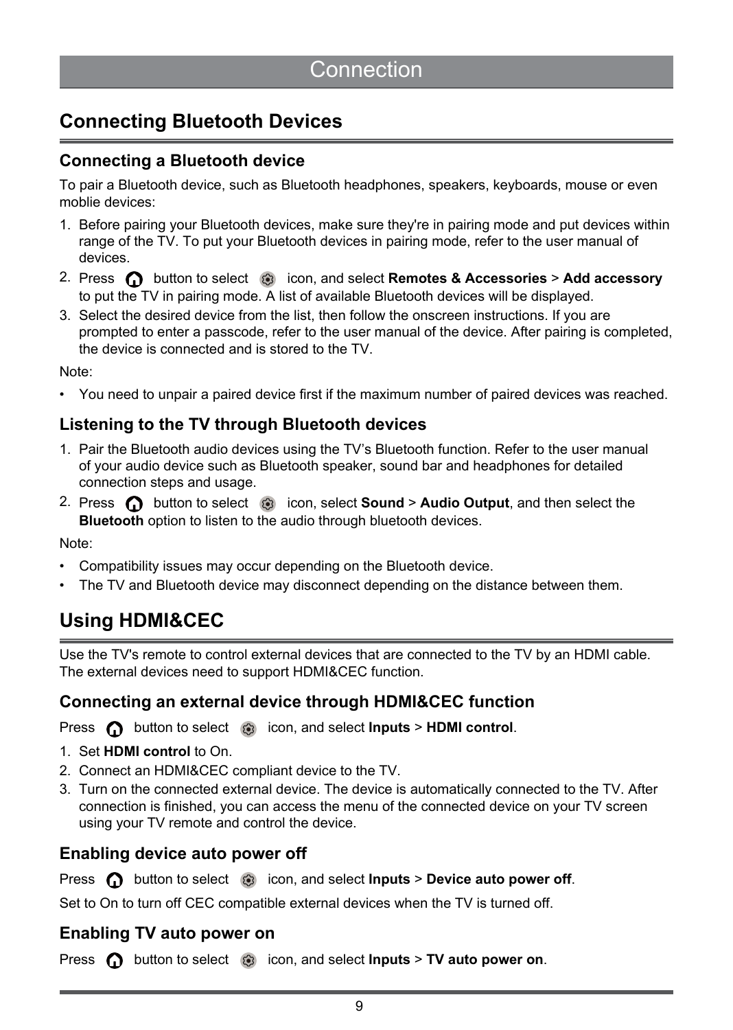# Connection

## Connecting Bluetooth Devices

### Connecting a Bluetooth device

To pair a Bluetooth device, such as Bluetooth headphones, speakers, keyboards, mouse or even moblie devices:

1. Before pairing your Bluetooth devices, make sure they're in pairing mode and put devices within range of the TV. To put your Bluetooth devices in pairing mode, refer to the user manual of devices.
2. Press button to select icon, and select **Remotes & Accessories** > **Add accessory** to put the TV in pairing mode. A list of available Bluetooth devices will be displayed.
3. Select the desired device from the list, then follow the onscreen instructions. If you are prompted to enter a passcode, refer to the user manual of the device. After pairing is completed, the device is connected and is stored to the TV.

Note:

- You need to unpair a paired device first if the maximum number of paired devices was reached.

### Listening to the TV through Bluetooth devices

1. Pair the Bluetooth audio devices using the TV's Bluetooth function. Refer to the user manual of your audio device such as Bluetooth speaker, sound bar and headphones for detailed connection steps and usage.
2. Press button to select icon, select **Sound** > **Audio Output**, and then select the **Bluetooth** option to listen to the audio through bluetooth devices.

Note:

- Compatibility issues may occur depending on the Bluetooth device.
- The TV and Bluetooth device may disconnect depending on the distance between them.

## Using HDMI&CEC

Use the TV's remote to control external devices that are connected to the TV by an HDMI cable. The external devices need to support HDMI&CEC function.

### Connecting an external device through HDMI&CEC function

Press button to select icon, and select **Inputs** > **HDMI control**.

1. Set **HDMI control** to On.
2. Connect an HDMI&CEC compliant device to the TV.
3. Turn on the connected external device. The device is automatically connected to the TV. After connection is finished, you can access the menu of the connected device on your TV screen using your TV remote and control the device.

### Enabling device auto power off

Press button to select icon, and select **Inputs** > **Device auto power off**.

Set to On to turn off CEC compatible external devices when the TV is turned off.

### Enabling TV auto power on

Press button to select icon, and select **Inputs** > **TV auto power on**.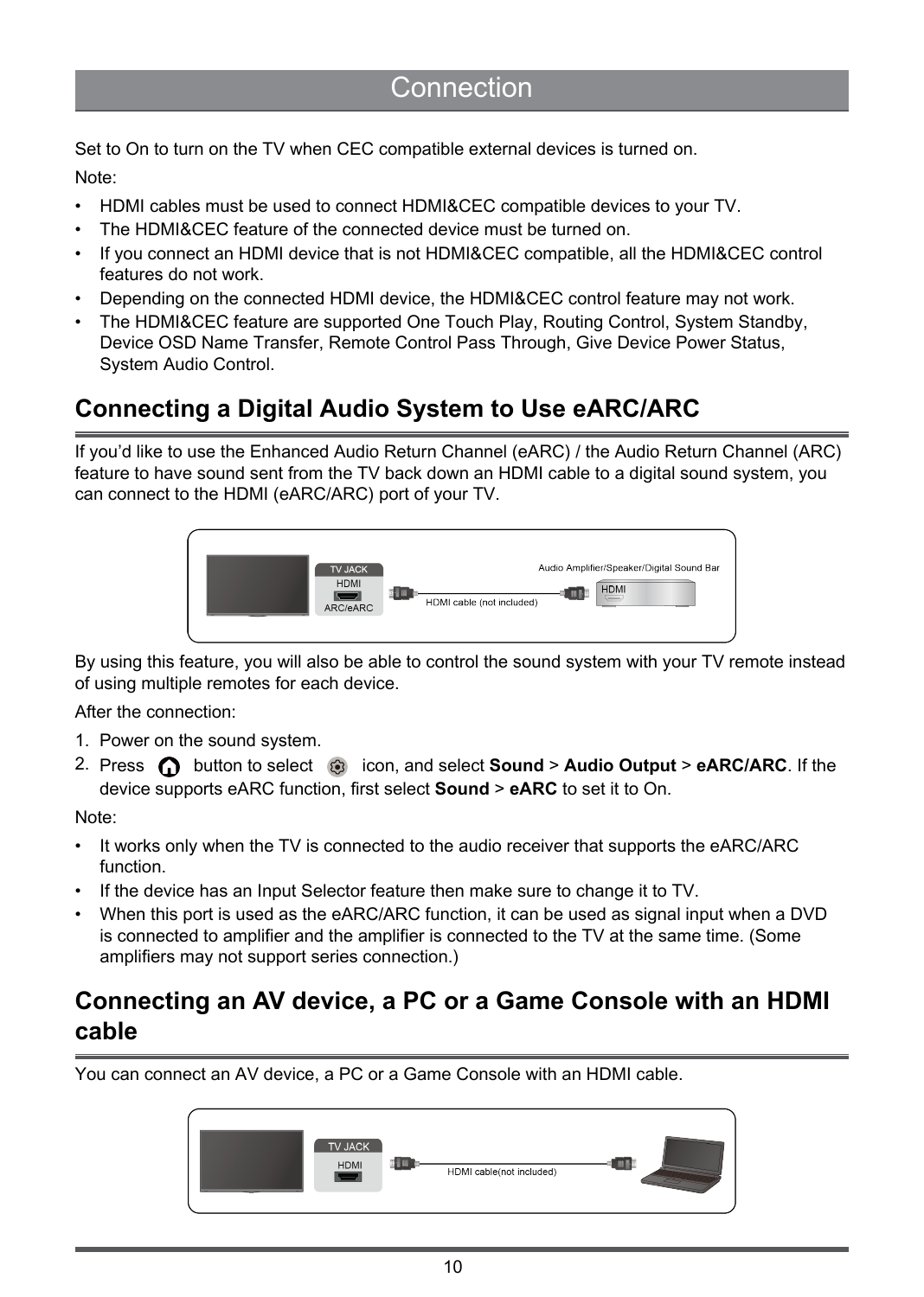# Connection

Set to On to turn on the TV when CEC compatible external devices is turned on.

Note:

- HDMI cables must be used to connect HDMI&CEC compatible devices to your TV.
- The HDMI&CEC feature of the connected device must be turned on.
- If you connect an HDMI device that is not HDMI&CEC compatible, all the HDMI&CEC control features do not work.
- Depending on the connected HDMI device, the HDMI&CEC control feature may not work.
- The HDMI&CEC feature are supported One Touch Play, Routing Control, System Standby, Device OSD Name Transfer, Remote Control Pass Through, Give Device Power Status, System Audio Control.

## Connecting a Digital Audio System to Use eARC/ARC

If you'd like to use the Enhanced Audio Return Channel (eARC) / the Audio Return Channel (ARC) feature to have sound sent from the TV back down an HDMI cable to a digital sound system, you can connect to the HDMI (eARC/ARC) port of your TV.

TV JACK
HDMI
ARC/eARC
HDMI cable (not included)
Audio Amplifier/Speaker/Digital Sound Bar
HDMI

By using this feature, you will also be able to control the sound system with your TV remote instead of using multiple remotes for each device.

After the connection:

1. Power on the sound system.
2. Press button to select icon, and select **Sound** > **Audio Output** > **eARC/ARC**. If the device supports eARC function, first select **Sound** > **eARC** to set it to On.

Note:

- It works only when the TV is connected to the audio receiver that supports the eARC/ARC function.
- If the device has an Input Selector feature then make sure to change it to TV.
- When this port is used as the eARC/ARC function, it can be used as signal input when a DVD is connected to amplifier and the amplifier is connected to the TV at the same time. (Some amplifiers may not support series connection.)

## Connecting an AV device, a PC or a Game Console with an HDMI cable

You can connect an AV device, a PC or a Game Console with an HDMI cable.

TV JACK
HDMI
HDMI cable(not included)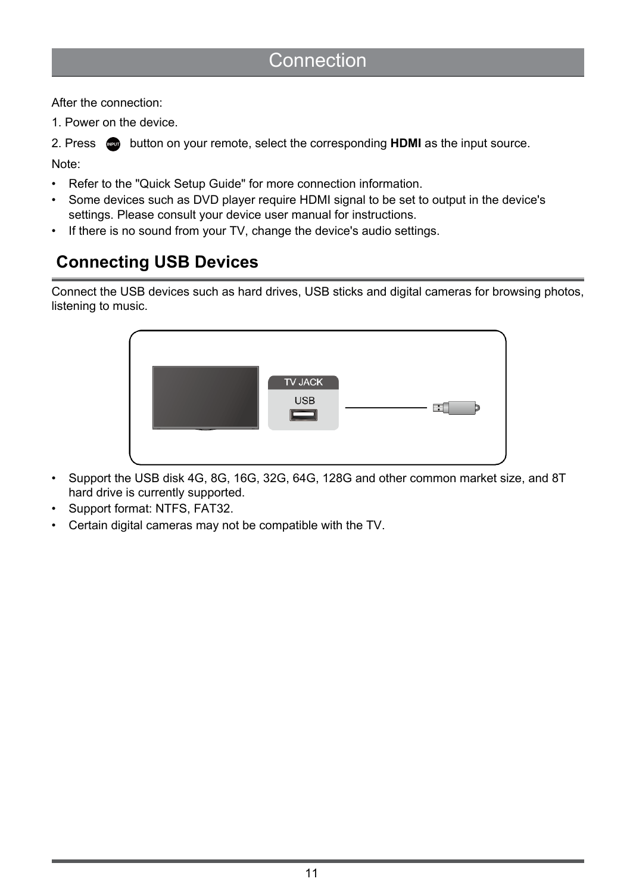# Connection

After the connection:

1. Power on the device.
2. Press INPUT button on your remote, select the corresponding **HDMI** as the input source.

Note:

- Refer to the "Quick Setup Guide" for more connection information.
- Some devices such as DVD player require HDMI signal to be set to output in the device's settings. Please consult your device user manual for instructions.
- If there is no sound from your TV, change the device's audio settings.

## Connecting USB Devices

Connect the USB devices such as hard drives, USB sticks and digital cameras for browsing photos, listening to music.

TV JACK

USB

- Support the USB disk 4G, 8G, 16G, 32G, 64G, 128G and other common market size, and 8T hard drive is currently supported.
- Support format: NTFS, FAT32.
- Certain digital cameras may not be compatible with the TV.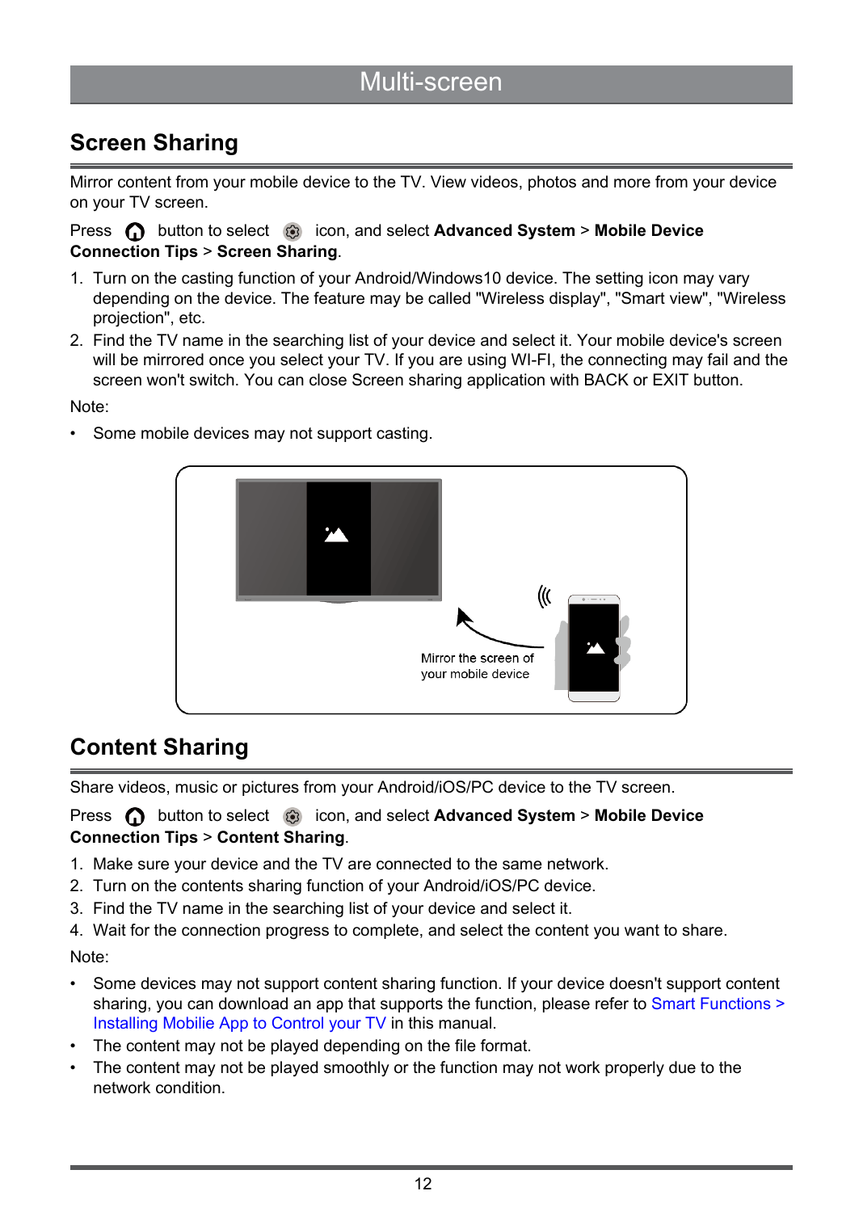# Multi-screen

## Screen Sharing

Mirror content from your mobile device to the TV. View videos, photos and more from your device on your TV screen.

Press button to select icon, and select **Advanced System** > **Mobile Device Connection Tips** > **Screen Sharing**.

1. Turn on the casting function of your Android/Windows10 device. The setting icon may vary depending on the device. The feature may be called "Wireless display", "Smart view", "Wireless projection", etc.
2. Find the TV name in the searching list of your device and select it. Your mobile device's screen will be mirrored once you select your TV. If you are using WI-FI, the connecting may fail and the screen won't switch. You can close Screen sharing application with BACK or EXIT button.

Note:

- Some mobile devices may not support casting.

Mirror the screen of your mobile device

## Content Sharing

Share videos, music or pictures from your Android/iOS/PC device to the TV screen.

Press button to select icon, and select **Advanced System** > **Mobile Device Connection Tips** > **Content Sharing**.

1. Make sure your device and the TV are connected to the same network.
2. Turn on the contents sharing function of your Android/iOS/PC device.
3. Find the TV name in the searching list of your device and select it.
4. Wait for the connection progress to complete, and select the content you want to share.

Note:

- Some devices may not support content sharing function. If your device doesn't support content sharing, you can download an app that supports the function, please refer to Smart Functions > Installing Mobilie App to Control your TV in this manual.
- The content may not be played depending on the file format.
- The content may not be played smoothly or the function may not work properly due to the network condition.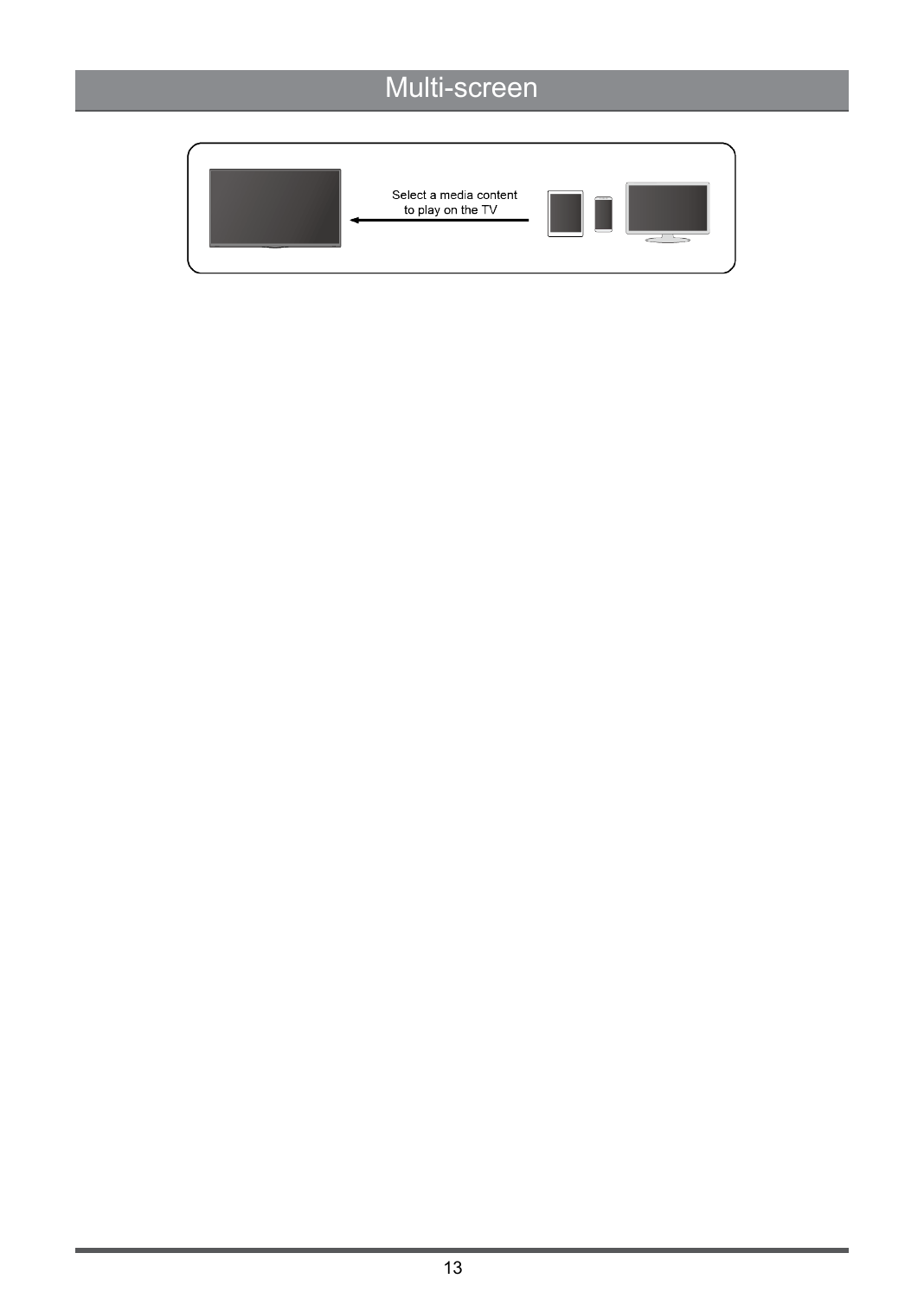# Multi-screen

Select a media content to play on the TV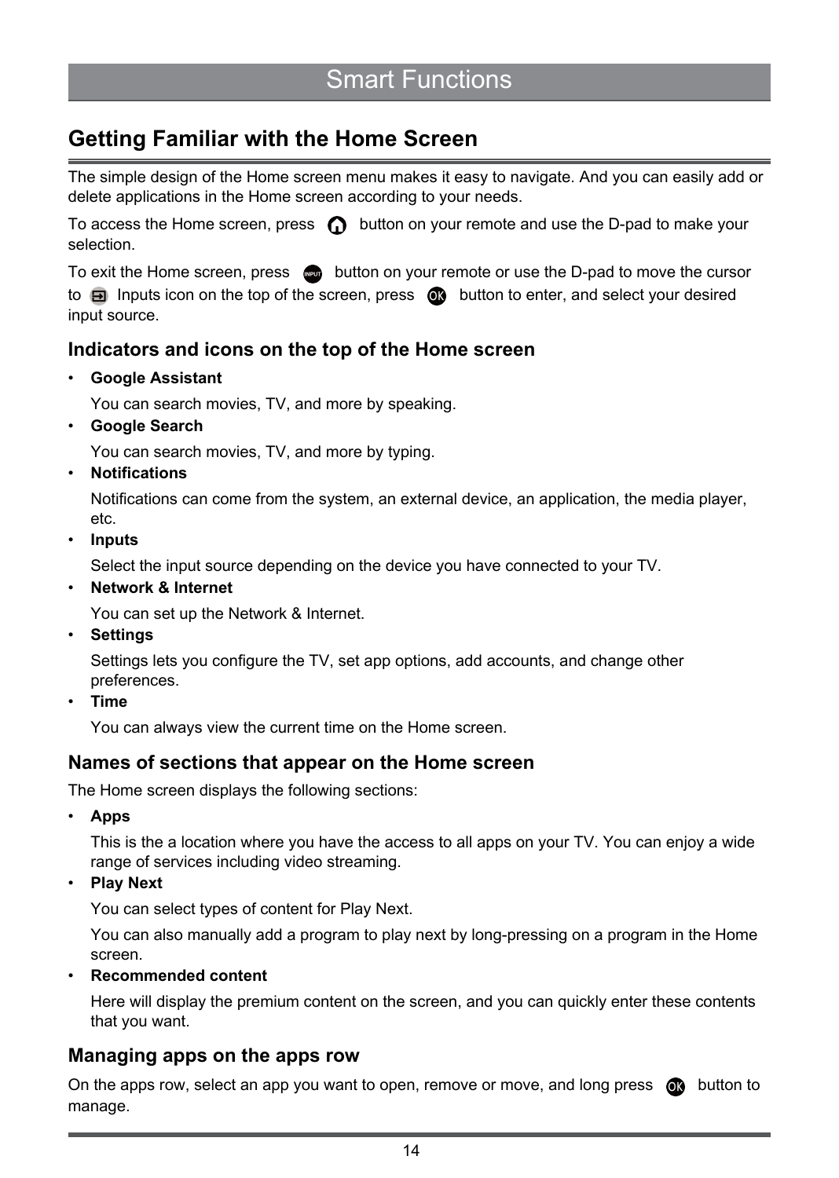# Smart Functions

## Getting Familiar with the Home Screen

The simple design of the Home screen menu makes it easy to navigate. And you can easily add or delete applications in the Home screen according to your needs.

To access the Home screen, press button on your remote and use the D-pad to make your selection.

To exit the Home screen, press button on your remote or use the D-pad to move the cursor to Inputs icon on the top of the screen, press button to enter, and select your desired input source.

### Indicators and icons on the top of the Home screen

- **Google Assistant**

  You can search movies, TV, and more by speaking.
- **Google Search**

  You can search movies, TV, and more by typing.
- **Notifications**

  Notifications can come from the system, an external device, an application, the media player, etc.
- **Inputs**

  Select the input source depending on the device you have connected to your TV.
- **Network & Internet**

  You can set up the Network & Internet.
- **Settings**

  Settings lets you configure the TV, set app options, add accounts, and change other preferences.
- **Time**

  You can always view the current time on the Home screen.

### Names of sections that appear on the Home screen

The Home screen displays the following sections:

- **Apps**

  This is the a location where you have the access to all apps on your TV. You can enjoy a wide range of services including video streaming.
- **Play Next**

  You can select types of content for Play Next.

  You can also manually add a program to play next by long-pressing on a program in the Home screen.
- **Recommended content**

  Here will display the premium content on the screen, and you can quickly enter these contents that you want.

### Managing apps on the apps row

On the apps row, select an app you want to open, remove or move, and long press button to manage.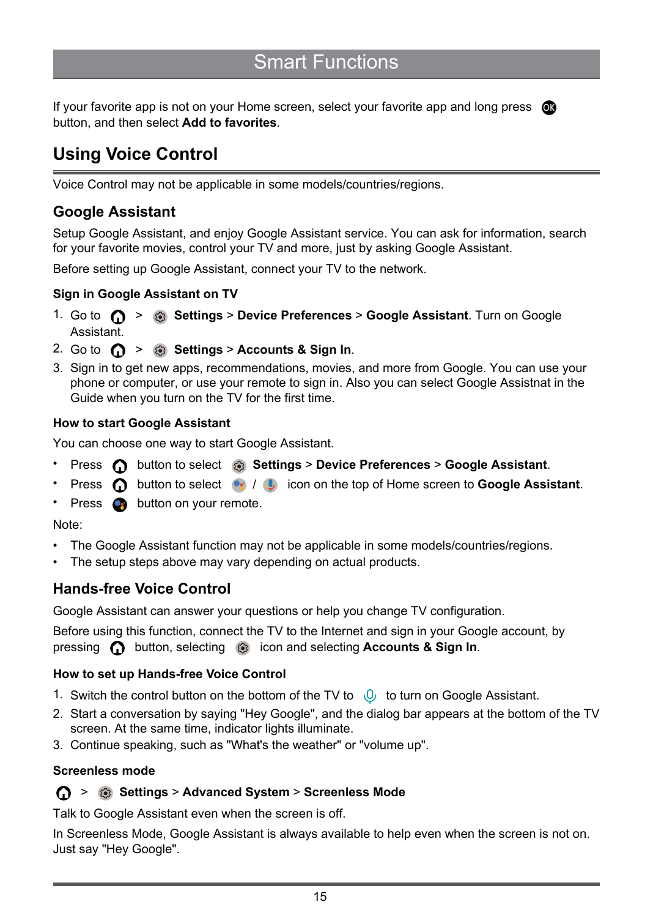# Smart Functions

If your favorite app is not on your Home screen, select your favorite app and long press OK button, and then select **Add to favorites**.

## Using Voice Control

Voice Control may not be applicable in some models/countries/regions.

### Google Assistant

Setup Google Assistant, and enjoy Google Assistant service. You can ask for information, search for your favorite movies, control your TV and more, just by asking Google Assistant.

Before setting up Google Assistant, connect your TV to the network.

#### Sign in Google Assistant on TV

1. Go to > **Settings** > **Device Preferences** > **Google Assistant**. Turn on Google Assistant.
2. Go to > **Settings** > **Accounts & Sign In**.
3. Sign in to get new apps, recommendations, movies, and more from Google. You can use your phone or computer, or use your remote to sign in. Also you can select Google Assistnat in the Guide when you turn on the TV for the first time.

#### How to start Google Assistant

You can choose one way to start Google Assistant.

- Press button to select **Settings** > **Device Preferences** > **Google Assistant**.
- Press button to select / icon on the top of Home screen to **Google Assistant**.
- Press button on your remote.

Note:

- The Google Assistant function may not be applicable in some models/countries/regions.
- The setup steps above may vary depending on actual products.

### Hands-free Voice Control

Google Assistant can answer your questions or help you change TV configuration.

Before using this function, connect the TV to the Internet and sign in your Google account, by pressing button, selecting icon and selecting **Accounts & Sign In**.

#### How to set up Hands-free Voice Control

1. Switch the control button on the bottom of the TV to to turn on Google Assistant.
2. Start a conversation by saying "Hey Google", and the dialog bar appears at the bottom of the TV screen. At the same time, indicator lights illuminate.
3. Continue speaking, such as "What's the weather" or "volume up".

#### Screenless mode

> **Settings** > **Advanced System** > **Screenless Mode**

Talk to Google Assistant even when the screen is off.

In Screenless Mode, Google Assistant is always available to help even when the screen is not on. Just say "Hey Google".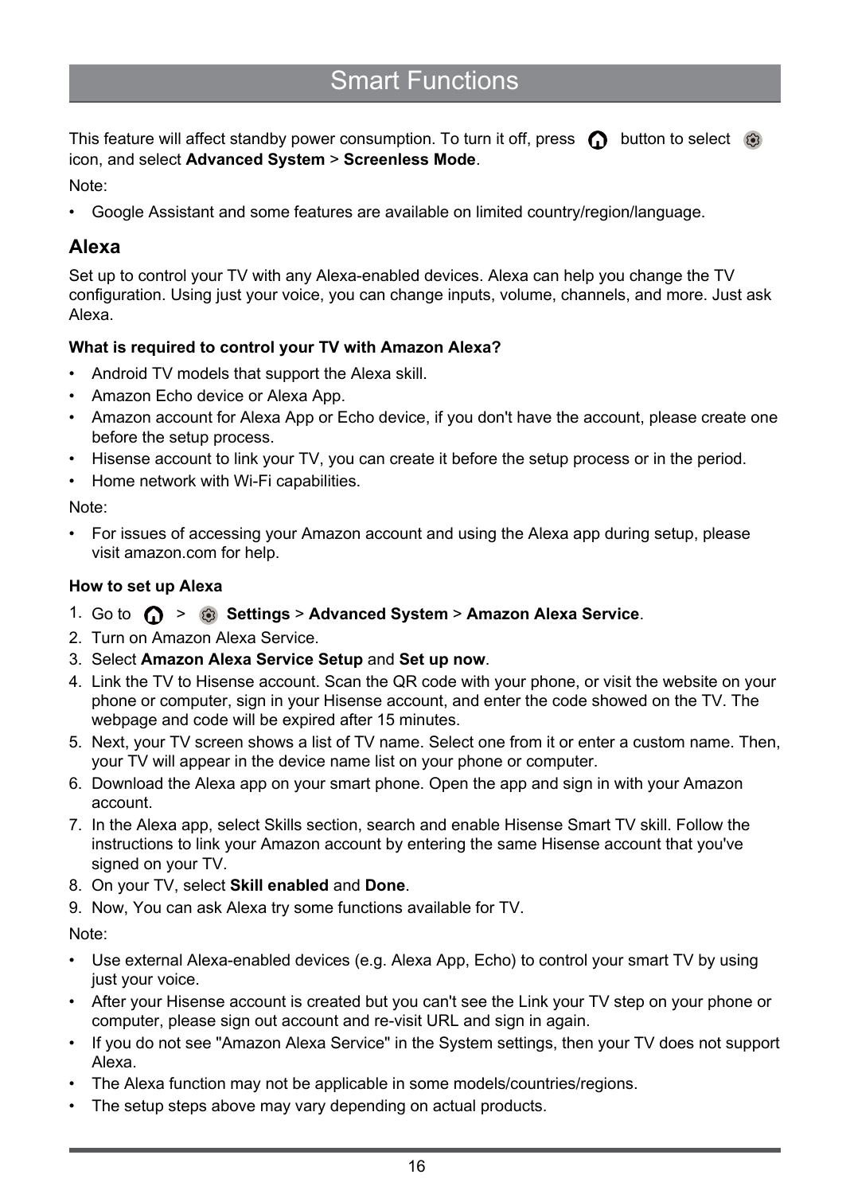# Smart Functions

This feature will affect standby power consumption. To turn it off, press button to select icon, and select **Advanced System** > **Screenless Mode**.

Note:

- Google Assistant and some features are available on limited country/region/language.

## Alexa

Set up to control your TV with any Alexa-enabled devices. Alexa can help you change the TV configuration. Using just your voice, you can change inputs, volume, channels, and more. Just ask Alexa.

**What is required to control your TV with Amazon Alexa?**

- Android TV models that support the Alexa skill.
- Amazon Echo device or Alexa App.
- Amazon account for Alexa App or Echo device, if you don't have the account, please create one before the setup process.
- Hisense account to link your TV, you can create it before the setup process or in the period.
- Home network with Wi-Fi capabilities.

Note:

- For issues of accessing your Amazon account and using the Alexa app during setup, please visit amazon.com for help.

**How to set up Alexa**

1. Go to > **Settings** > **Advanced System** > **Amazon Alexa Service**.
2. Turn on Amazon Alexa Service.
3. Select **Amazon Alexa Service Setup** and **Set up now**.
4. Link the TV to Hisense account. Scan the QR code with your phone, or visit the website on your phone or computer, sign in your Hisense account, and enter the code showed on the TV. The webpage and code will be expired after 15 minutes.
5. Next, your TV screen shows a list of TV name. Select one from it or enter a custom name. Then, your TV will appear in the device name list on your phone or computer.
6. Download the Alexa app on your smart phone. Open the app and sign in with your Amazon account.
7. In the Alexa app, select Skills section, search and enable Hisense Smart TV skill. Follow the instructions to link your Amazon account by entering the same Hisense account that you've signed on your TV.
8. On your TV, select **Skill enabled** and **Done**.
9. Now, You can ask Alexa try some functions available for TV.

Note:

- Use external Alexa-enabled devices (e.g. Alexa App, Echo) to control your smart TV by using just your voice.
- After your Hisense account is created but you can't see the Link your TV step on your phone or computer, please sign out account and re-visit URL and sign in again.
- If you do not see "Amazon Alexa Service" in the System settings, then your TV does not support Alexa.
- The Alexa function may not be applicable in some models/countries/regions.
- The setup steps above may vary depending on actual products.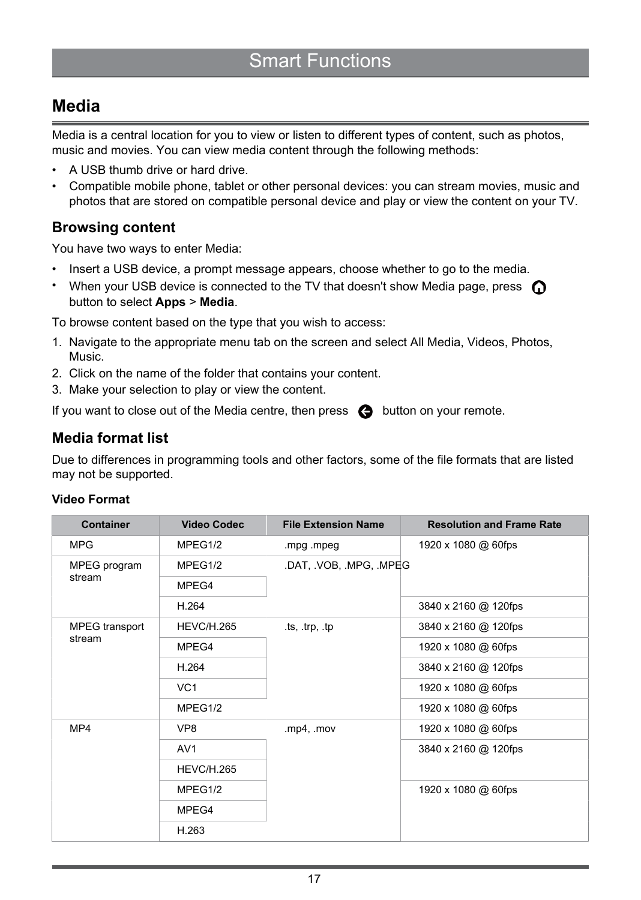# Smart Functions

## Media

Media is a central location for you to view or listen to different types of content, such as photos, music and movies. You can view media content through the following methods:

- A USB thumb drive or hard drive.
- Compatible mobile phone, tablet or other personal devices: you can stream movies, music and photos that are stored on compatible personal device and play or view the content on your TV.

### Browsing content

You have two ways to enter Media:

- Insert a USB device, a prompt message appears, choose whether to go to the media.
- When your USB device is connected to the TV that doesn't show Media page, press button to select **Apps** > **Media**.

To browse content based on the type that you wish to access:

1. Navigate to the appropriate menu tab on the screen and select All Media, Videos, Photos, Music.
2. Click on the name of the folder that contains your content.
3. Make your selection to play or view the content.

If you want to close out of the Media centre, then press button on your remote.

### Media format list

Due to differences in programming tools and other factors, some of the file formats that are listed may not be supported.

**Video Format**

| Container | Video Codec | File Extension Name | Resolution and Frame Rate |
|---|---|---|---|
| MPG | MPEG1/2 | .mpg .mpeg | 1920 x 1080 @ 60fps |
| MPEG program stream | MPEG1/2 | .DAT, .VOB, .MPG, .MPEG | |
| | MPEG4 | | |
| | H.264 | | 3840 x 2160 @ 120fps |
| MPEG transport stream | HEVC/H.265 | .ts, .trp, .tp | 3840 x 2160 @ 120fps |
| | MPEG4 | | 1920 x 1080 @ 60fps |
| | H.264 | | 3840 x 2160 @ 120fps |
| | VC1 | | 1920 x 1080 @ 60fps |
| | MPEG1/2 | | 1920 x 1080 @ 60fps |
| MP4 | VP8 | .mp4, .mov | 1920 x 1080 @ 60fps |
| | AV1 | | 3840 x 2160 @ 120fps |
| | HEVC/H.265 | | |
| | MPEG1/2 | | 1920 x 1080 @ 60fps |
| | MPEG4 | | |
| | H.263 | | |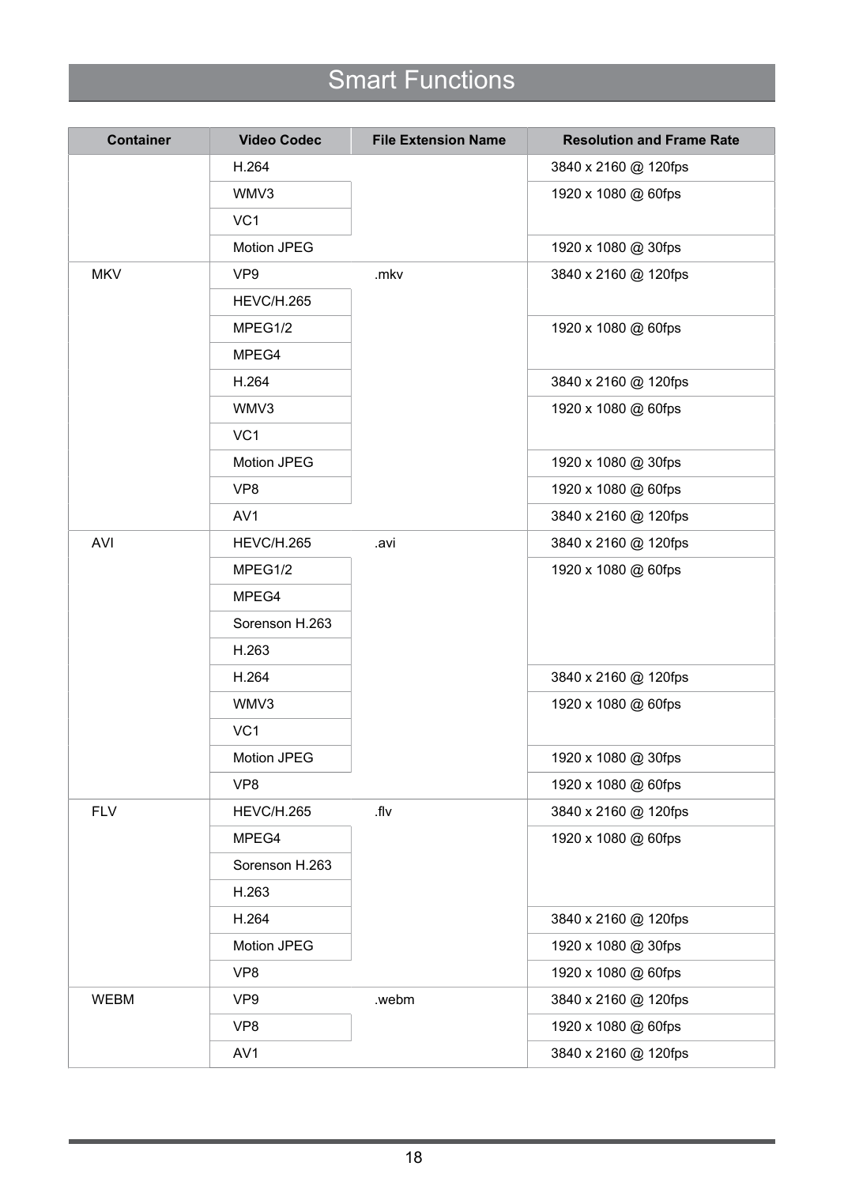# Smart Functions

| Container | Video Codec | File Extension Name | Resolution and Frame Rate |
|---|---|---|---|
| | H.264 | | 3840 x 2160 @ 120fps |
| | WMV3 | | 1920 x 1080 @ 60fps |
| | VC1 | | |
| | Motion JPEG | | 1920 x 1080 @ 30fps |
| MKV | VP9 | .mkv | 3840 x 2160 @ 120fps |
| | HEVC/H.265 | | |
| | MPEG1/2 | | 1920 x 1080 @ 60fps |
| | MPEG4 | | |
| | H.264 | | 3840 x 2160 @ 120fps |
| | WMV3 | | 1920 x 1080 @ 60fps |
| | VC1 | | |
| | Motion JPEG | | 1920 x 1080 @ 30fps |
| | VP8 | | 1920 x 1080 @ 60fps |
| | AV1 | | 3840 x 2160 @ 120fps |
| AVI | HEVC/H.265 | .avi | 3840 x 2160 @ 120fps |
| | MPEG1/2 | | 1920 x 1080 @ 60fps |
| | MPEG4 | | |
| | Sorenson H.263 | | |
| | H.263 | | |
| | H.264 | | 3840 x 2160 @ 120fps |
| | WMV3 | | 1920 x 1080 @ 60fps |
| | VC1 | | |
| | Motion JPEG | | 1920 x 1080 @ 30fps |
| | VP8 | | 1920 x 1080 @ 60fps |
| FLV | HEVC/H.265 | .flv | 3840 x 2160 @ 120fps |
| | MPEG4 | | 1920 x 1080 @ 60fps |
| | Sorenson H.263 | | |
| | H.263 | | |
| | H.264 | | 3840 x 2160 @ 120fps |
| | Motion JPEG | | 1920 x 1080 @ 30fps |
| | VP8 | | 1920 x 1080 @ 60fps |
| WEBM | VP9 | .webm | 3840 x 2160 @ 120fps |
| | VP8 | | 1920 x 1080 @ 60fps |
| | AV1 | | 3840 x 2160 @ 120fps |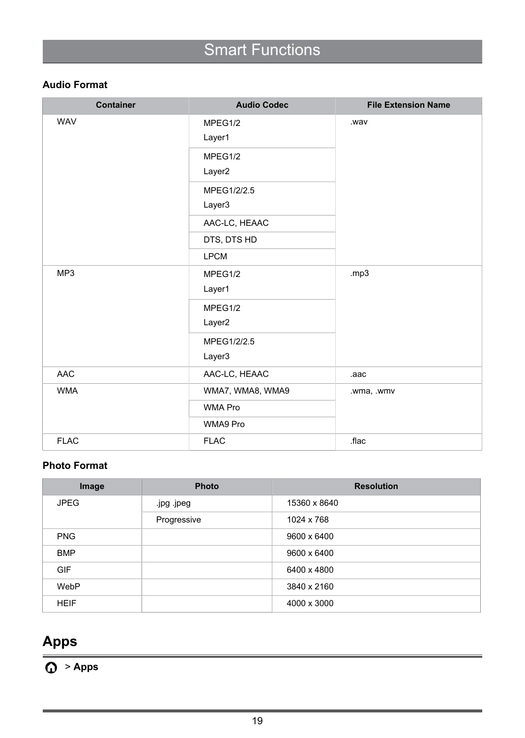## Smart Functions

### Audio Format

| Container | Audio Codec | File Extension Name |
|---|---|---|
| WAV | MPEG1/2 Layer1 | .wav |
| | MPEG1/2 Layer2 | |
| | MPEG1/2/2.5 Layer3 | |
| | AAC-LC, HEAAC | |
| | DTS, DTS HD | |
| | LPCM | |
| MP3 | MPEG1/2 Layer1 | .mp3 |
| | MPEG1/2 Layer2 | |
| | MPEG1/2/2.5 Layer3 | |
| AAC | AAC-LC, HEAAC | .aac |
| WMA | WMA7, WMA8, WMA9 | .wma, .wmv |
| | WMA Pro | |
| | WMA9 Pro | |
| FLAC | FLAC | .flac |

### Photo Format

| Image | Photo | Resolution |
|---|---|---|
| JPEG | .jpg .jpeg | 15360 x 8640 |
| | Progressive | 1024 x 768 |
| PNG | | 9600 x 6400 |
| BMP | | 9600 x 6400 |
| GIF | | 6400 x 4800 |
| WebP | | 3840 x 2160 |
| HEIF | | 4000 x 3000 |

# Apps

> **Apps**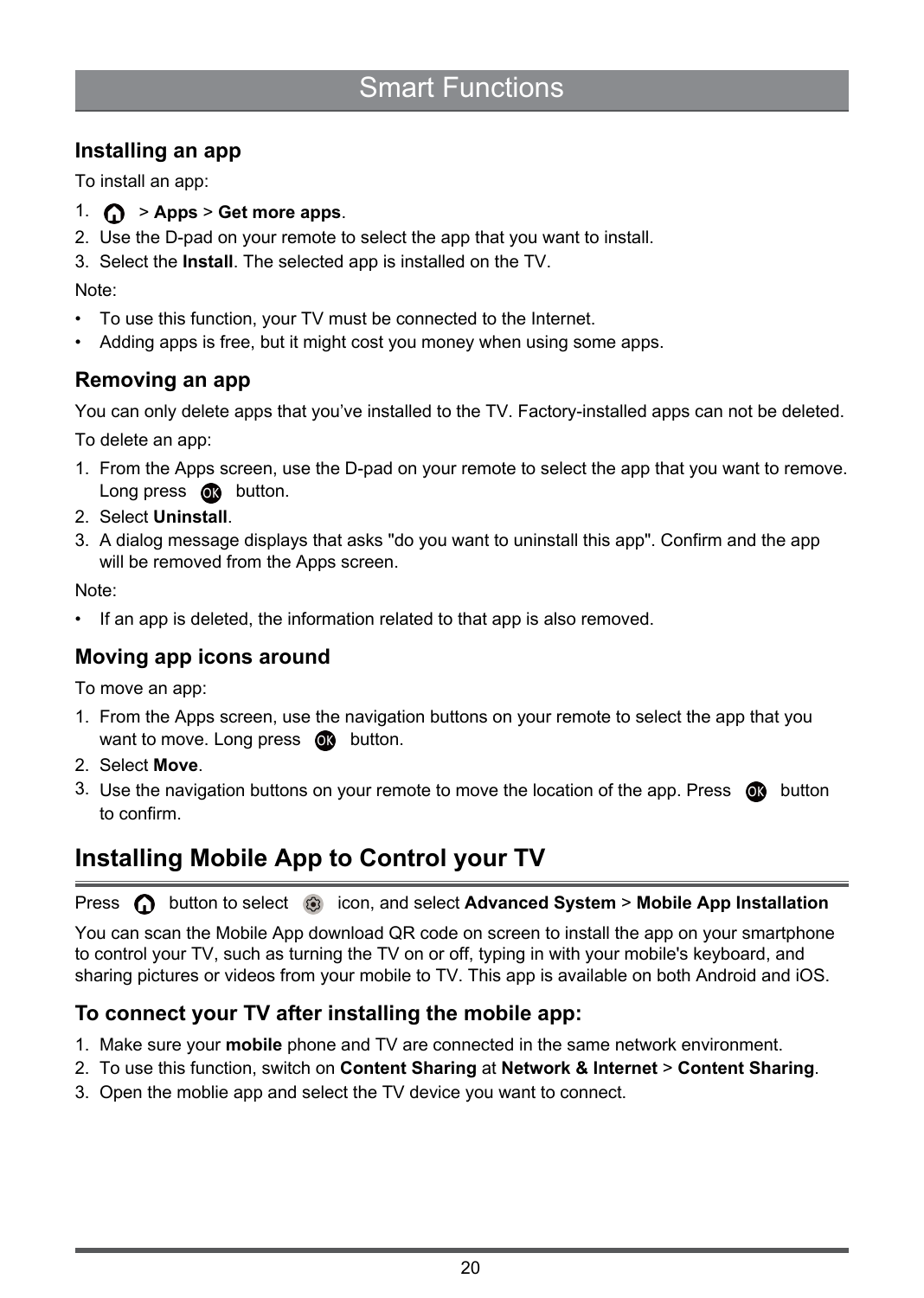# Smart Functions

## Installing an app

To install an app:

1. > **Apps** > **Get more apps**.
2. Use the D-pad on your remote to select the app that you want to install.
3. Select the **Install**. The selected app is installed on the TV.

Note:

- To use this function, your TV must be connected to the Internet.
- Adding apps is free, but it might cost you money when using some apps.

## Removing an app

You can only delete apps that you've installed to the TV. Factory-installed apps can not be deleted.

To delete an app:

1. From the Apps screen, use the D-pad on your remote to select the app that you want to remove. Long press OK button.
2. Select **Uninstall**.
3. A dialog message displays that asks "do you want to uninstall this app". Confirm and the app will be removed from the Apps screen.

Note:

- If an app is deleted, the information related to that app is also removed.

## Moving app icons around

To move an app:

1. From the Apps screen, use the navigation buttons on your remote to select the app that you want to move. Long press OK button.
2. Select **Move**.
3. Use the navigation buttons on your remote to move the location of the app. Press OK button to confirm.

# Installing Mobile App to Control your TV

Press button to select icon, and select **Advanced System** > **Mobile App Installation**

You can scan the Mobile App download QR code on screen to install the app on your smartphone to control your TV, such as turning the TV on or off, typing in with your mobile's keyboard, and sharing pictures or videos from your mobile to TV. This app is available on both Android and iOS.

## To connect your TV after installing the mobile app:

1. Make sure your **mobile** phone and TV are connected in the same network environment.
2. To use this function, switch on **Content Sharing** at **Network & Internet** > **Content Sharing**.
3. Open the moblie app and select the TV device you want to connect.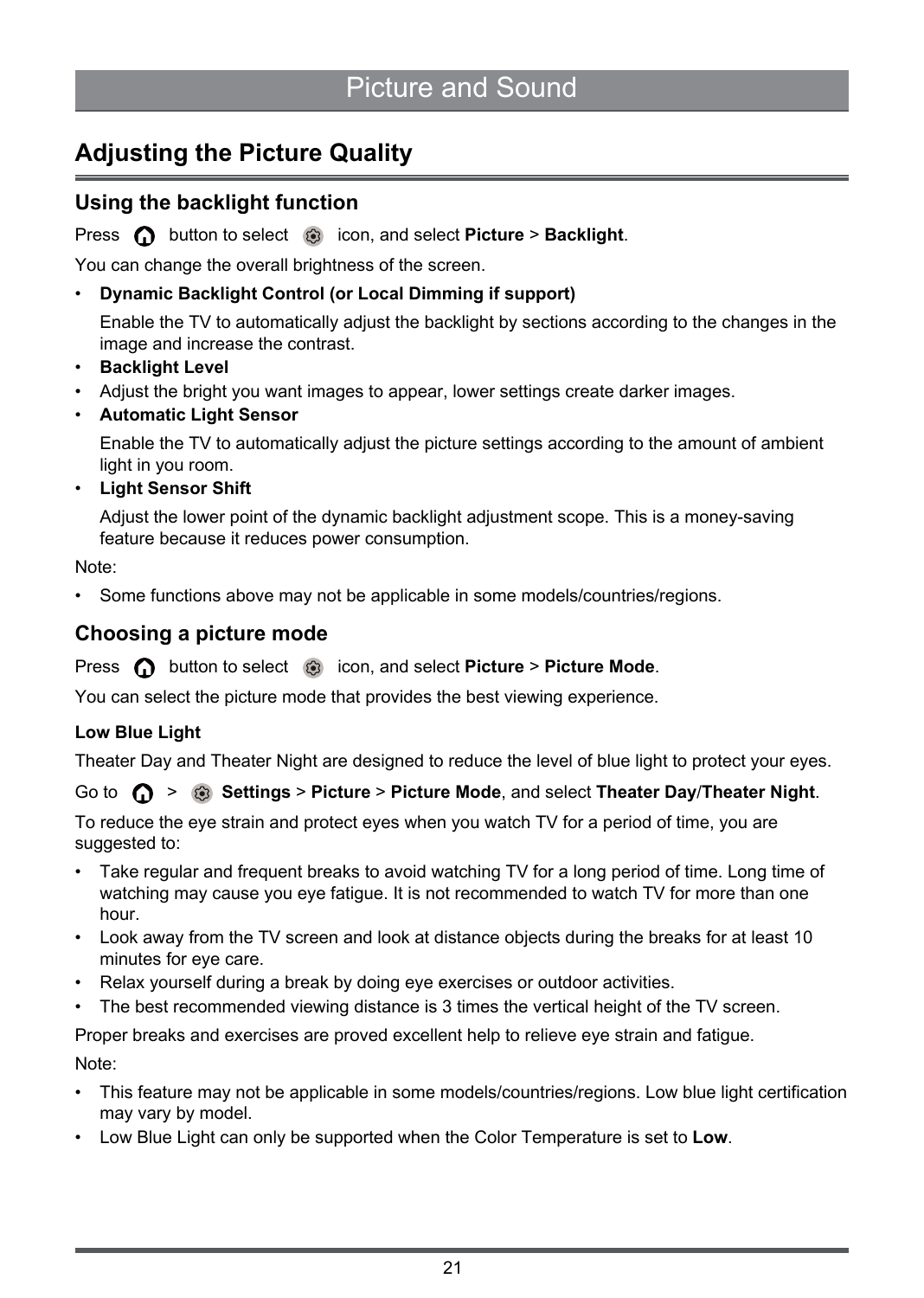# Picture and Sound

## Adjusting the Picture Quality

### Using the backlight function

Press button to select icon, and select **Picture** > **Backlight**.

You can change the overall brightness of the screen.

- **Dynamic Backlight Control (or Local Dimming if support)**

  Enable the TV to automatically adjust the backlight by sections according to the changes in the image and increase the contrast.
- **Backlight Level**
- Adjust the bright you want images to appear, lower settings create darker images.
- **Automatic Light Sensor**

  Enable the TV to automatically adjust the picture settings according to the amount of ambient light in you room.
- **Light Sensor Shift**

  Adjust the lower point of the dynamic backlight adjustment scope. This is a money-saving feature because it reduces power consumption.

Note:

- Some functions above may not be applicable in some models/countries/regions.

### Choosing a picture mode

Press button to select icon, and select **Picture** > **Picture Mode**.

You can select the picture mode that provides the best viewing experience.

#### Low Blue Light

Theater Day and Theater Night are designed to reduce the level of blue light to protect your eyes.

Go to > **Settings** > **Picture** > **Picture Mode**, and select **Theater Day**/**Theater Night**.

To reduce the eye strain and protect eyes when you watch TV for a period of time, you are suggested to:

- Take regular and frequent breaks to avoid watching TV for a long period of time. Long time of watching may cause you eye fatigue. It is not recommended to watch TV for more than one hour.
- Look away from the TV screen and look at distance objects during the breaks for at least 10 minutes for eye care.
- Relax yourself during a break by doing eye exercises or outdoor activities.
- The best recommended viewing distance is 3 times the vertical height of the TV screen.

Proper breaks and exercises are proved excellent help to relieve eye strain and fatigue.

Note:

- This feature may not be applicable in some models/countries/regions. Low blue light certification may vary by model.
- Low Blue Light can only be supported when the Color Temperature is set to **Low**.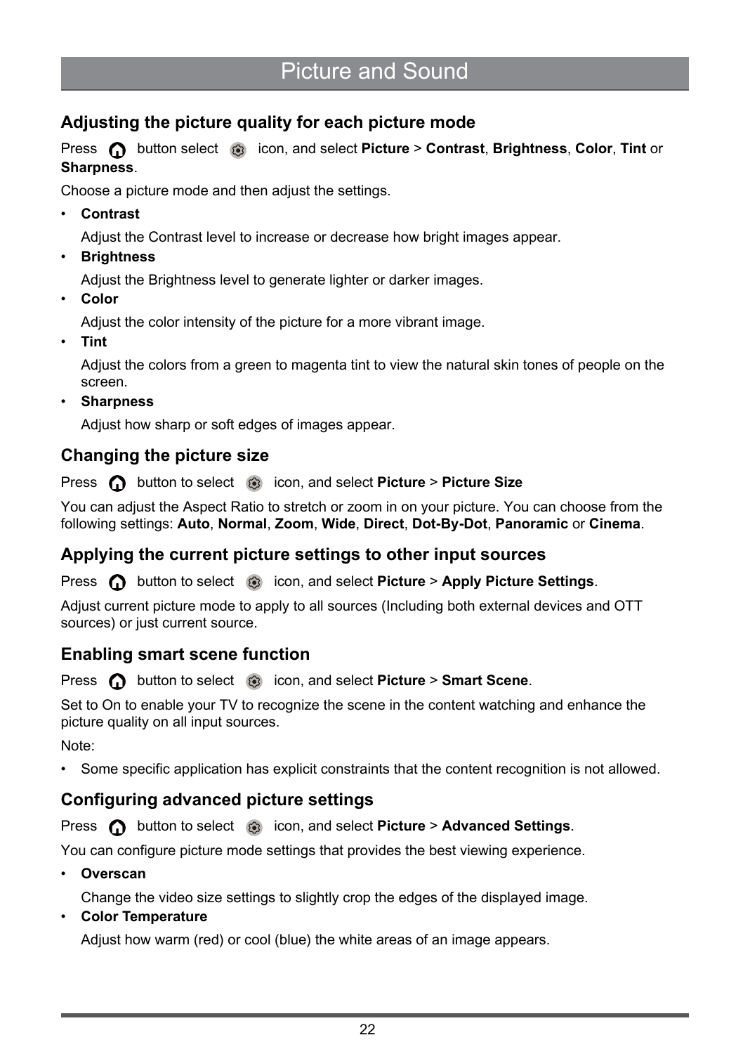# Picture and Sound

## Adjusting the picture quality for each picture mode

Press button select icon, and select **Picture** > **Contrast**, **Brightness**, **Color**, **Tint** or **Sharpness**.

Choose a picture mode and then adjust the settings.

- **Contrast**

  Adjust the Contrast level to increase or decrease how bright images appear.

- **Brightness**

  Adjust the Brightness level to generate lighter or darker images.

- **Color**

  Adjust the color intensity of the picture for a more vibrant image.

- **Tint**

  Adjust the colors from a green to magenta tint to view the natural skin tones of people on the screen.

- **Sharpness**

  Adjust how sharp or soft edges of images appear.

## Changing the picture size

Press button to select icon, and select **Picture** > **Picture Size**

You can adjust the Aspect Ratio to stretch or zoom in on your picture. You can choose from the following settings: **Auto**, **Normal**, **Zoom**, **Wide**, **Direct**, **Dot-By-Dot**, **Panoramic** or **Cinema**.

## Applying the current picture settings to other input sources

Press button to select icon, and select **Picture** > **Apply Picture Settings**.

Adjust current picture mode to apply to all sources (Including both external devices and OTT sources) or just current source.

## Enabling smart scene function

Press button to select icon, and select **Picture** > **Smart Scene**.

Set to On to enable your TV to recognize the scene in the content watching and enhance the picture quality on all input sources.

Note:

- Some specific application has explicit constraints that the content recognition is not allowed.

## Configuring advanced picture settings

Press button to select icon, and select **Picture** > **Advanced Settings**.

You can configure picture mode settings that provides the best viewing experience.

- **Overscan**

  Change the video size settings to slightly crop the edges of the displayed image.

- **Color Temperature**

  Adjust how warm (red) or cool (blue) the white areas of an image appears.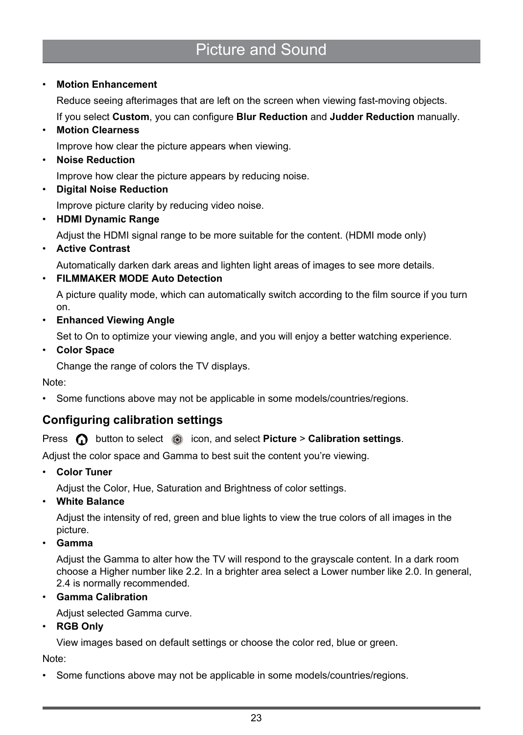# Picture and Sound

- **Motion Enhancement**

  Reduce seeing afterimages that are left on the screen when viewing fast-moving objects.

  If you select **Custom**, you can configure **Blur Reduction** and **Judder Reduction** manually.

- **Motion Clearness**

  Improve how clear the picture appears when viewing.

- **Noise Reduction**

  Improve how clear the picture appears by reducing noise.

- **Digital Noise Reduction**

  Improve picture clarity by reducing video noise.

- **HDMI Dynamic Range**

  Adjust the HDMI signal range to be more suitable for the content. (HDMI mode only)

- **Active Contrast**

  Automatically darken dark areas and lighten light areas of images to see more details.

- **FILMMAKER MODE Auto Detection**

  A picture quality mode, which can automatically switch according to the film source if you turn on.

- **Enhanced Viewing Angle**

  Set to On to optimize your viewing angle, and you will enjoy a better watching experience.

- **Color Space**

  Change the range of colors the TV displays.

Note:

- Some functions above may not be applicable in some models/countries/regions.

## Configuring calibration settings

Press button to select icon, and select **Picture** > **Calibration settings**.

Adjust the color space and Gamma to best suit the content you're viewing.

- **Color Tuner**

  Adjust the Color, Hue, Saturation and Brightness of color settings.

- **White Balance**

  Adjust the intensity of red, green and blue lights to view the true colors of all images in the picture.

- **Gamma**

  Adjust the Gamma to alter how the TV will respond to the grayscale content. In a dark room choose a Higher number like 2.2. In a brighter area select a Lower number like 2.0. In general, 2.4 is normally recommended.

- **Gamma Calibration**

  Adjust selected Gamma curve.

- **RGB Only**

  View images based on default settings or choose the color red, blue or green.

Note:

- Some functions above may not be applicable in some models/countries/regions.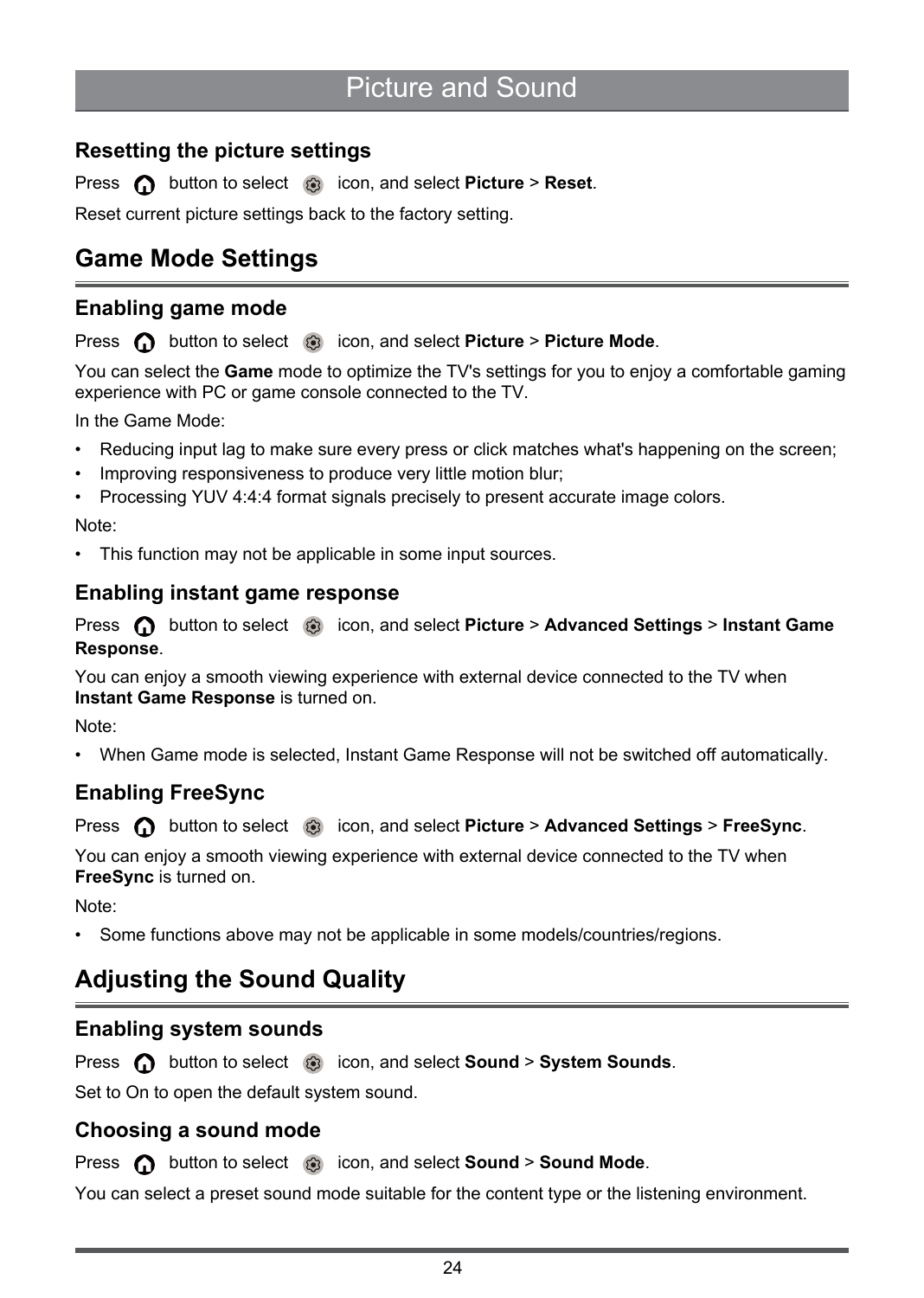# Picture and Sound

### Resetting the picture settings

Press  button to select  icon, and select **Picture** > **Reset**.

Reset current picture settings back to the factory setting.

## Game Mode Settings

### Enabling game mode

Press  button to select  icon, and select **Picture** > **Picture Mode**.

You can select the **Game** mode to optimize the TV's settings for you to enjoy a comfortable gaming experience with PC or game console connected to the TV.

In the Game Mode:

- Reducing input lag to make sure every press or click matches what's happening on the screen;
- Improving responsiveness to produce very little motion blur;
- Processing YUV 4:4:4 format signals precisely to present accurate image colors.

Note:

- This function may not be applicable in some input sources.

### Enabling instant game response

Press  button to select  icon, and select **Picture** > **Advanced Settings** > **Instant Game Response**.

You can enjoy a smooth viewing experience with external device connected to the TV when **Instant Game Response** is turned on.

Note:

- When Game mode is selected, Instant Game Response will not be switched off automatically.

### Enabling FreeSync

Press  button to select  icon, and select **Picture** > **Advanced Settings** > **FreeSync**.

You can enjoy a smooth viewing experience with external device connected to the TV when **FreeSync** is turned on.

Note:

- Some functions above may not be applicable in some models/countries/regions.

## Adjusting the Sound Quality

### Enabling system sounds

Press  button to select  icon, and select **Sound** > **System Sounds**.

Set to On to open the default system sound.

### Choosing a sound mode

Press  button to select  icon, and select **Sound** > **Sound Mode**.

You can select a preset sound mode suitable for the content type or the listening environment.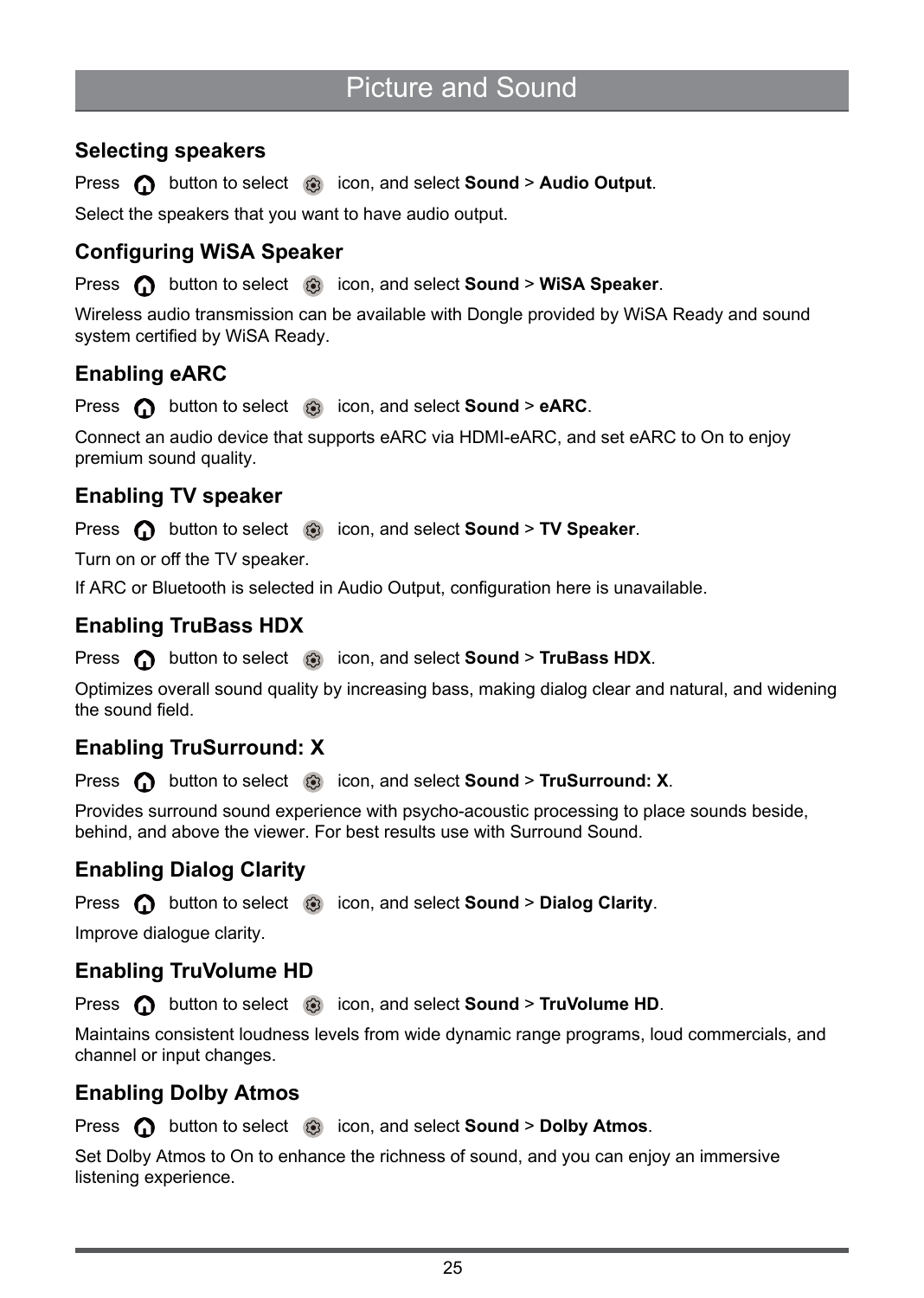# Picture and Sound

## Selecting speakers

Press button to select icon, and select **Sound** > **Audio Output**.

Select the speakers that you want to have audio output.

## Configuring WiSA Speaker

Press button to select icon, and select **Sound** > **WiSA Speaker**.

Wireless audio transmission can be available with Dongle provided by WiSA Ready and sound system certified by WiSA Ready.

## Enabling eARC

Press button to select icon, and select **Sound** > **eARC**.

Connect an audio device that supports eARC via HDMI-eARC, and set eARC to On to enjoy premium sound quality.

## Enabling TV speaker

Press button to select icon, and select **Sound** > **TV Speaker**.

Turn on or off the TV speaker.

If ARC or Bluetooth is selected in Audio Output, configuration here is unavailable.

## Enabling TruBass HDX

Press button to select icon, and select **Sound** > **TruBass HDX**.

Optimizes overall sound quality by increasing bass, making dialog clear and natural, and widening the sound field.

## Enabling TruSurround: X

Press button to select icon, and select **Sound** > **TruSurround: X**.

Provides surround sound experience with psycho-acoustic processing to place sounds beside, behind, and above the viewer. For best results use with Surround Sound.

## Enabling Dialog Clarity

Press button to select icon, and select **Sound** > **Dialog Clarity**.

Improve dialogue clarity.

## Enabling TruVolume HD

Press button to select icon, and select **Sound** > **TruVolume HD**.

Maintains consistent loudness levels from wide dynamic range programs, loud commercials, and channel or input changes.

## Enabling Dolby Atmos

Press button to select icon, and select **Sound** > **Dolby Atmos**.

Set Dolby Atmos to On to enhance the richness of sound, and you can enjoy an immersive listening experience.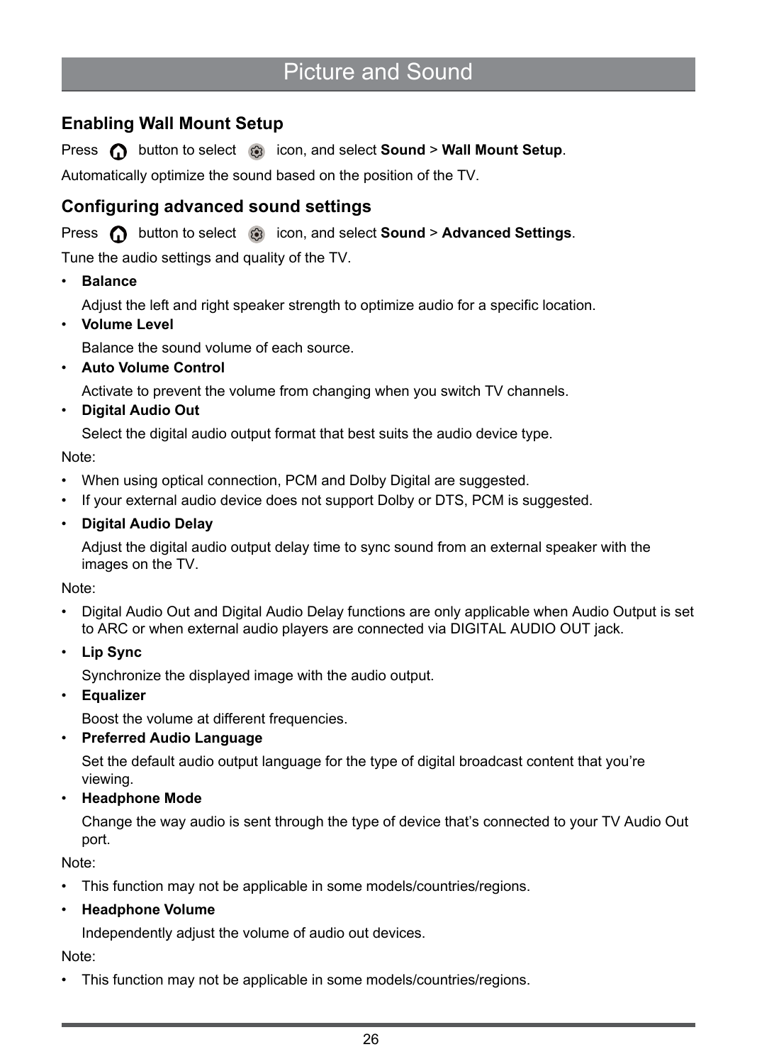# Picture and Sound

## Enabling Wall Mount Setup

Press button to select icon, and select **Sound** > **Wall Mount Setup**.

Automatically optimize the sound based on the position of the TV.

## Configuring advanced sound settings

Press button to select icon, and select **Sound** > **Advanced Settings**.

Tune the audio settings and quality of the TV.

- **Balance**

  Adjust the left and right speaker strength to optimize audio for a specific location.

- **Volume Level**

  Balance the sound volume of each source.

- **Auto Volume Control**

  Activate to prevent the volume from changing when you switch TV channels.

- **Digital Audio Out**

  Select the digital audio output format that best suits the audio device type.

Note:

- When using optical connection, PCM and Dolby Digital are suggested.
- If your external audio device does not support Dolby or DTS, PCM is suggested.

- **Digital Audio Delay**

  Adjust the digital audio output delay time to sync sound from an external speaker with the images on the TV.

Note:

- Digital Audio Out and Digital Audio Delay functions are only applicable when Audio Output is set to ARC or when external audio players are connected via DIGITAL AUDIO OUT jack.

- **Lip Sync**

  Synchronize the displayed image with the audio output.

- **Equalizer**

  Boost the volume at different frequencies.

- **Preferred Audio Language**

  Set the default audio output language for the type of digital broadcast content that you're viewing.

- **Headphone Mode**

  Change the way audio is sent through the type of device that's connected to your TV Audio Out port.

Note:

- This function may not be applicable in some models/countries/regions.

- **Headphone Volume**

  Independently adjust the volume of audio out devices.

Note:

- This function may not be applicable in some models/countries/regions.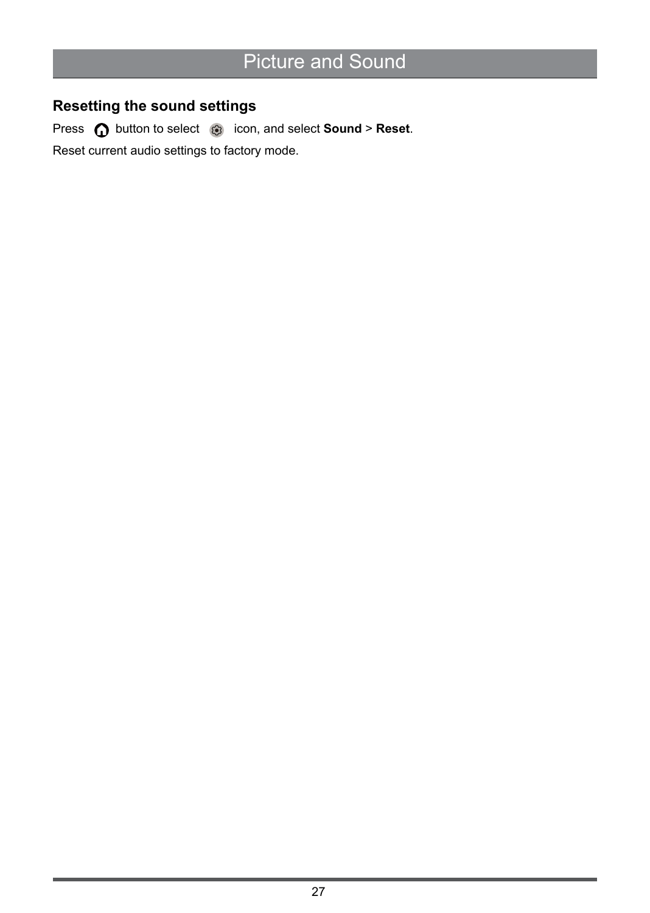# Picture and Sound

## Resetting the sound settings

Press  button to select  icon, and select **Sound** > **Reset**.

Reset current audio settings to factory mode.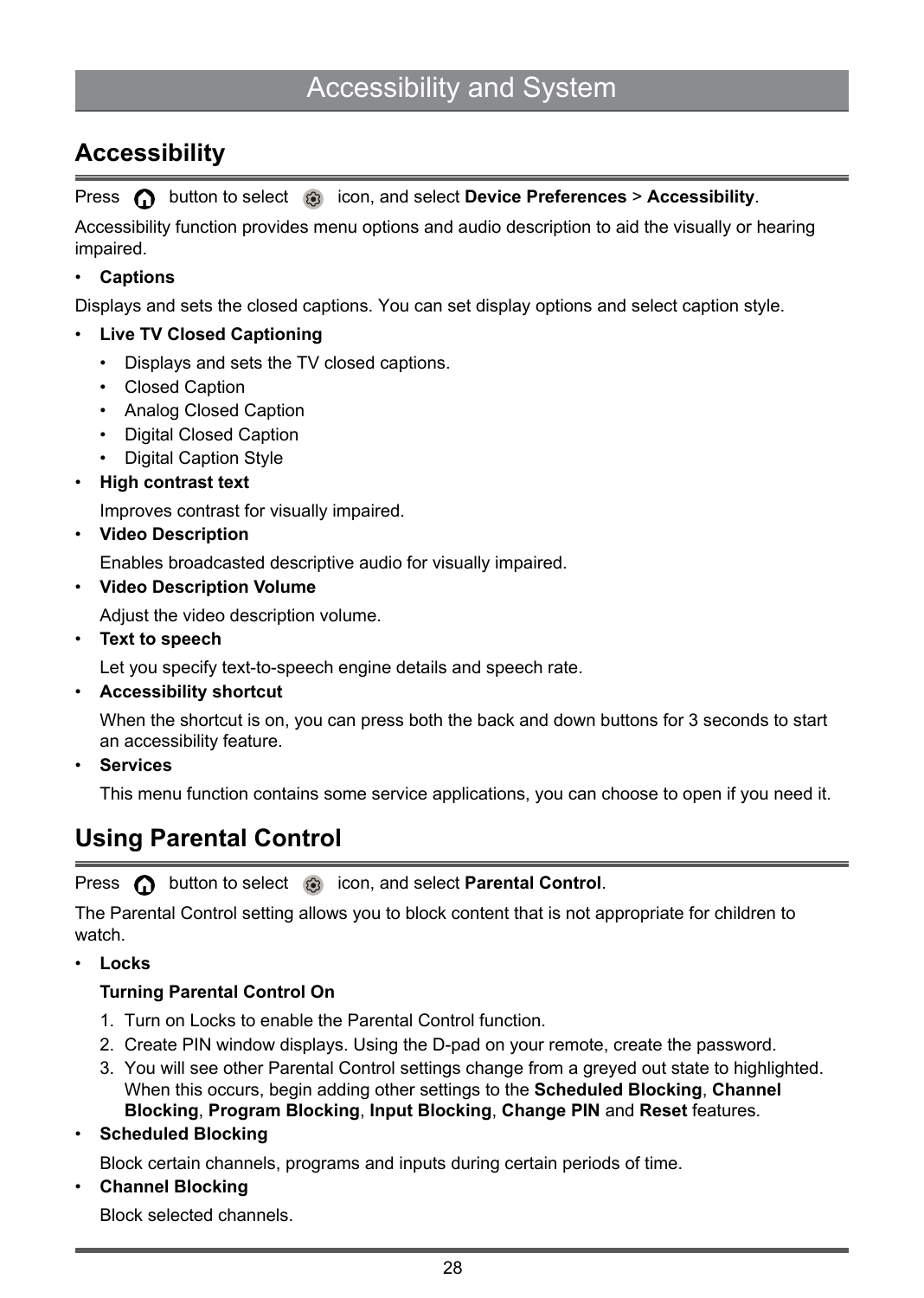# Accessibility and System

## Accessibility

Press button to select icon, and select **Device Preferences** > **Accessibility**.

Accessibility function provides menu options and audio description to aid the visually or hearing impaired.

- **Captions**

Displays and sets the closed captions. You can set display options and select caption style.

- **Live TV Closed Captioning**
  - Displays and sets the TV closed captions.
  - Closed Caption
  - Analog Closed Caption
  - Digital Closed Caption
  - Digital Caption Style
- **High contrast text**

  Improves contrast for visually impaired.
- **Video Description**

  Enables broadcasted descriptive audio for visually impaired.
- **Video Description Volume**

  Adjust the video description volume.
- **Text to speech**

  Let you specify text-to-speech engine details and speech rate.
- **Accessibility shortcut**

  When the shortcut is on, you can press both the back and down buttons for 3 seconds to start an accessibility feature.
- **Services**

  This menu function contains some service applications, you can choose to open if you need it.

## Using Parental Control

Press button to select icon, and select **Parental Control**.

The Parental Control setting allows you to block content that is not appropriate for children to watch.

- **Locks**

  **Turning Parental Control On**

  1. Turn on Locks to enable the Parental Control function.
  2. Create PIN window displays. Using the D-pad on your remote, create the password.
  3. You will see other Parental Control settings change from a greyed out state to highlighted. When this occurs, begin adding other settings to the **Scheduled Blocking**, **Channel Blocking**, **Program Blocking**, **Input Blocking**, **Change PIN** and **Reset** features.
- **Scheduled Blocking**

  Block certain channels, programs and inputs during certain periods of time.
- **Channel Blocking**

  Block selected channels.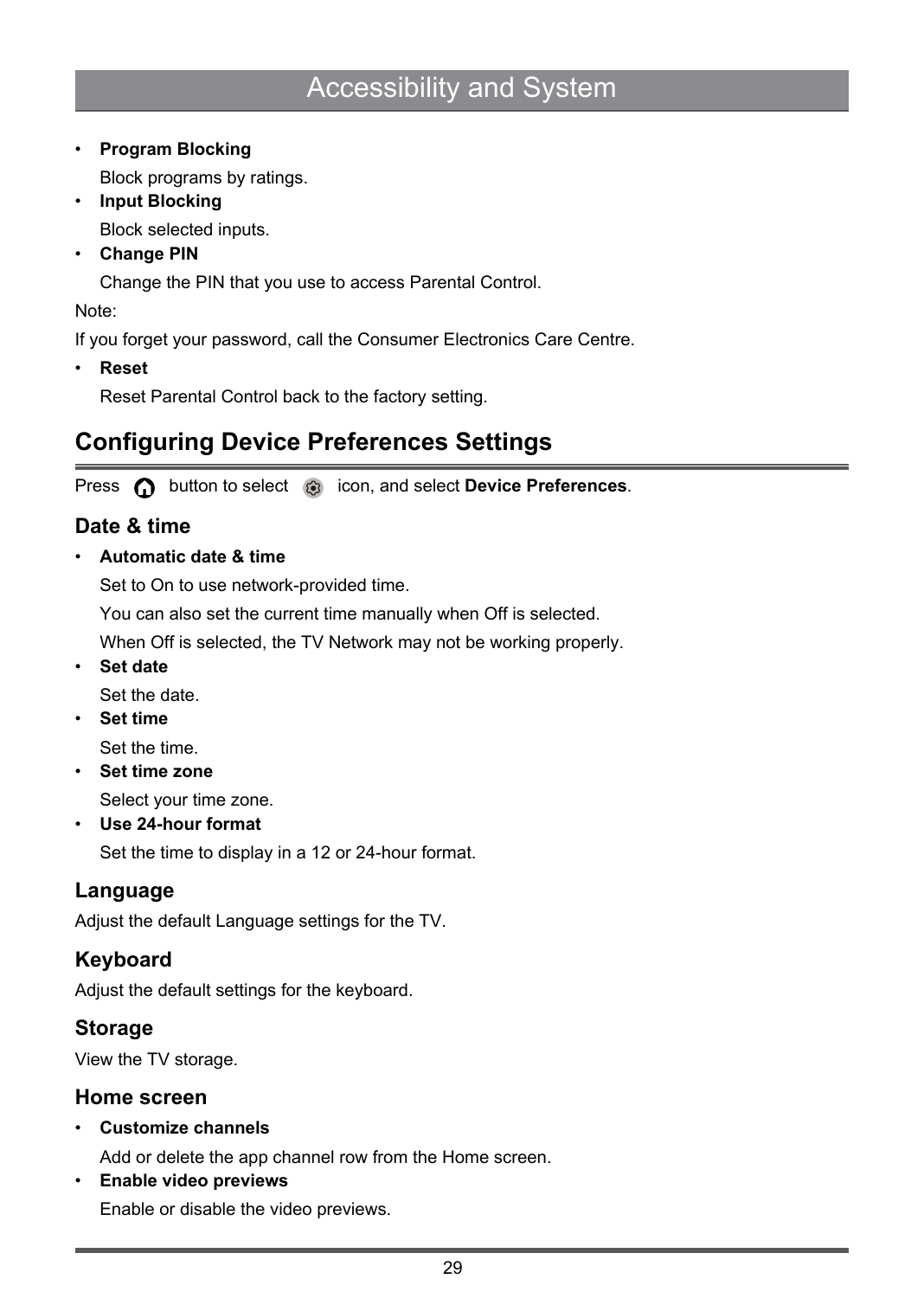- **Program Blocking**

  Block programs by ratings.
- **Input Blocking**

  Block selected inputs.
- **Change PIN**

  Change the PIN that you use to access Parental Control.

Note:

If you forget your password, call the Consumer Electronics Care Centre.

- **Reset**

  Reset Parental Control back to the factory setting.

## Configuring Device Preferences Settings

Press button to select icon, and select **Device Preferences**.

### Date & time

- **Automatic date & time**

  Set to On to use network-provided time.

  You can also set the current time manually when Off is selected.

  When Off is selected, the TV Network may not be working properly.
- **Set date**

  Set the date.
- **Set time**

  Set the time.
- **Set time zone**

  Select your time zone.
- **Use 24-hour format**

  Set the time to display in a 12 or 24-hour format.

### Language

Adjust the default Language settings for the TV.

### Keyboard

Adjust the default settings for the keyboard.

### Storage

View the TV storage.

### Home screen

- **Customize channels**

  Add or delete the app channel row from the Home screen.
- **Enable video previews**

  Enable or disable the video previews.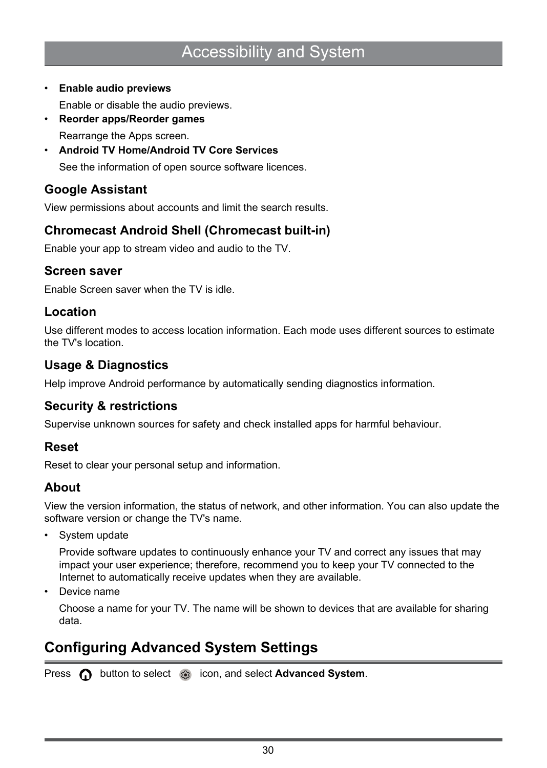- **Enable audio previews**

  Enable or disable the audio previews.
- **Reorder apps/Reorder games**

  Rearrange the Apps screen.
- **Android TV Home/Android TV Core Services**

  See the information of open source software licences.

### Google Assistant

View permissions about accounts and limit the search results.

### Chromecast Android Shell (Chromecast built-in)

Enable your app to stream video and audio to the TV.

### Screen saver

Enable Screen saver when the TV is idle.

### Location

Use different modes to access location information. Each mode uses different sources to estimate the TV's location.

### Usage & Diagnostics

Help improve Android performance by automatically sending diagnostics information.

### Security & restrictions

Supervise unknown sources for safety and check installed apps for harmful behaviour.

### Reset

Reset to clear your personal setup and information.

### About

View the version information, the status of network, and other information. You can also update the software version or change the TV's name.

- System update

  Provide software updates to continuously enhance your TV and correct any issues that may impact your user experience; therefore, recommend you to keep your TV connected to the Internet to automatically receive updates when they are available.
- Device name

  Choose a name for your TV. The name will be shown to devices that are available for sharing data.

## Configuring Advanced System Settings

Press button to select icon, and select **Advanced System**.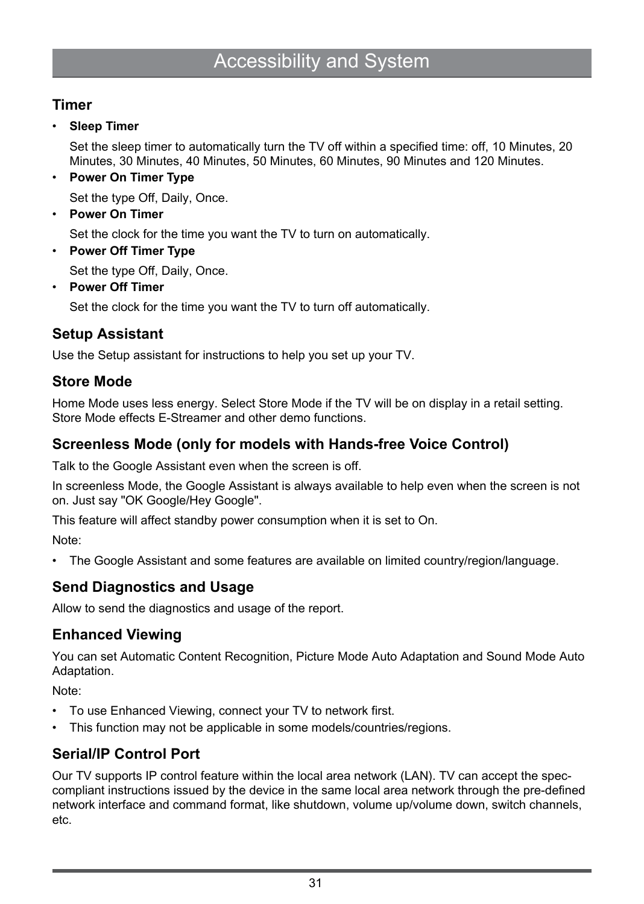# Accessibility and System

## Timer

- **Sleep Timer**

  Set the sleep timer to automatically turn the TV off within a specified time: off, 10 Minutes, 20 Minutes, 30 Minutes, 40 Minutes, 50 Minutes, 60 Minutes, 90 Minutes and 120 Minutes.

- **Power On Timer Type**

  Set the type Off, Daily, Once.

- **Power On Timer**

  Set the clock for the time you want the TV to turn on automatically.

- **Power Off Timer Type**

  Set the type Off, Daily, Once.

- **Power Off Timer**

  Set the clock for the time you want the TV to turn off automatically.

## Setup Assistant

Use the Setup assistant for instructions to help you set up your TV.

## Store Mode

Home Mode uses less energy. Select Store Mode if the TV will be on display in a retail setting. Store Mode effects E-Streamer and other demo functions.

## Screenless Mode (only for models with Hands-free Voice Control)

Talk to the Google Assistant even when the screen is off.

In screenless Mode, the Google Assistant is always available to help even when the screen is not on. Just say "OK Google/Hey Google".

This feature will affect standby power consumption when it is set to On.

Note:

- The Google Assistant and some features are available on limited country/region/language.

## Send Diagnostics and Usage

Allow to send the diagnostics and usage of the report.

## Enhanced Viewing

You can set Automatic Content Recognition, Picture Mode Auto Adaptation and Sound Mode Auto Adaptation.

Note:

- To use Enhanced Viewing, connect your TV to network first.
- This function may not be applicable in some models/countries/regions.

## Serial/IP Control Port

Our TV supports IP control feature within the local area network (LAN). TV can accept the spec-compliant instructions issued by the device in the same local area network through the pre-defined network interface and command format, like shutdown, volume up/volume down, switch channels, etc.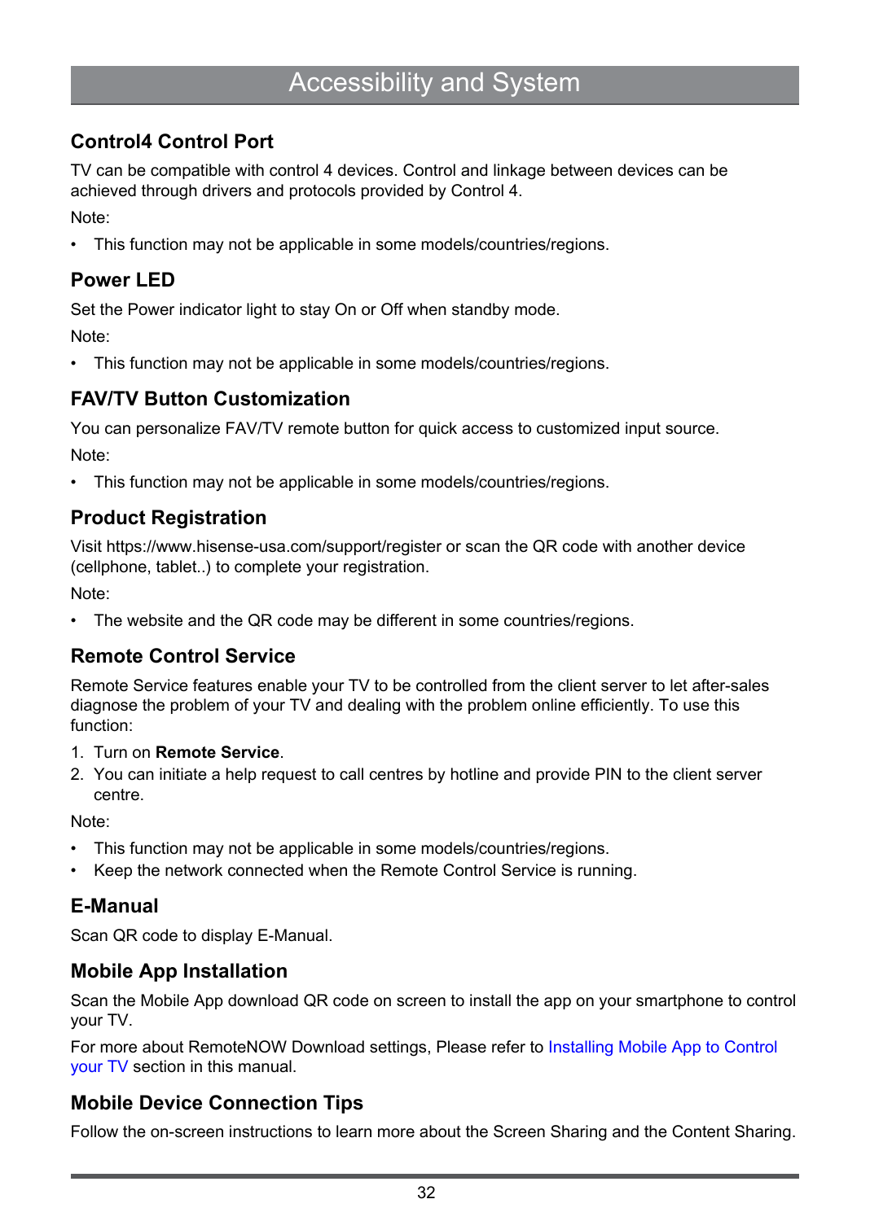# Accessibility and System

## Control4 Control Port

TV can be compatible with control 4 devices. Control and linkage between devices can be achieved through drivers and protocols provided by Control 4.

Note:

- This function may not be applicable in some models/countries/regions.

## Power LED

Set the Power indicator light to stay On or Off when standby mode.

Note:

- This function may not be applicable in some models/countries/regions.

## FAV/TV Button Customization

You can personalize FAV/TV remote button for quick access to customized input source.

Note:

- This function may not be applicable in some models/countries/regions.

## Product Registration

Visit https://www.hisense-usa.com/support/register or scan the QR code with another device (cellphone, tablet..) to complete your registration.

Note:

- The website and the QR code may be different in some countries/regions.

## Remote Control Service

Remote Service features enable your TV to be controlled from the client server to let after-sales diagnose the problem of your TV and dealing with the problem online efficiently. To use this function:

1. Turn on **Remote Service**.
2. You can initiate a help request to call centres by hotline and provide PIN to the client server centre.

Note:

- This function may not be applicable in some models/countries/regions.
- Keep the network connected when the Remote Control Service is running.

## E-Manual

Scan QR code to display E-Manual.

## Mobile App Installation

Scan the Mobile App download QR code on screen to install the app on your smartphone to control your TV.

For more about RemoteNOW Download settings, Please refer to Installing Mobile App to Control your TV section in this manual.

## Mobile Device Connection Tips

Follow the on-screen instructions to learn more about the Screen Sharing and the Content Sharing.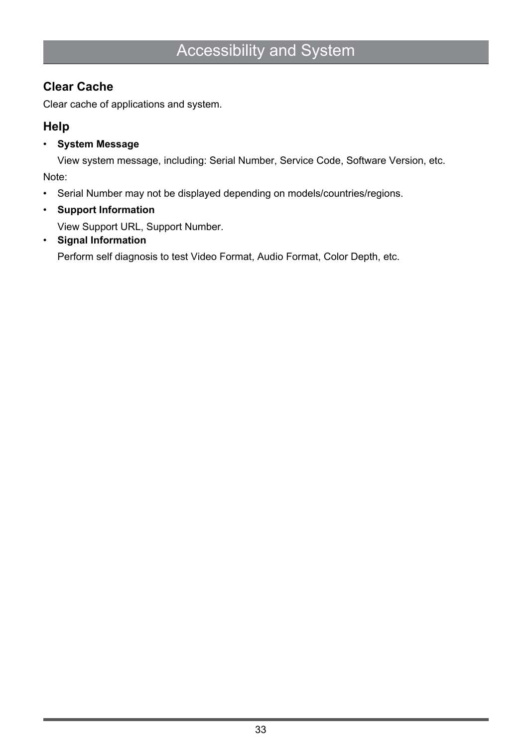# Accessibility and System

## Clear Cache

Clear cache of applications and system.

## Help

- **System Message**

  View system message, including: Serial Number, Service Code, Software Version, etc.

Note:

- Serial Number may not be displayed depending on models/countries/regions.
- **Support Information**

  View Support URL, Support Number.
- **Signal Information**

  Perform self diagnosis to test Video Format, Audio Format, Color Depth, etc.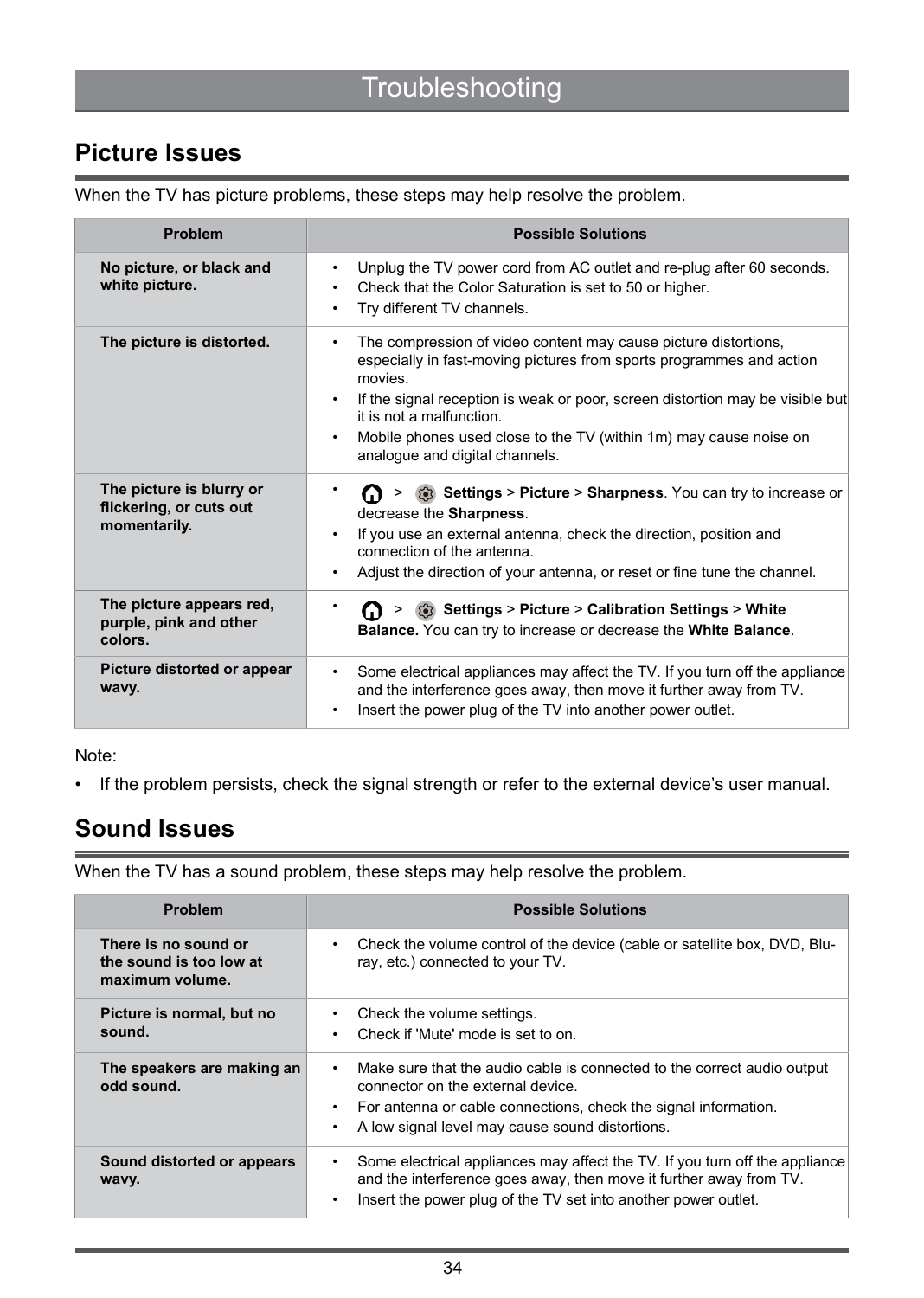# Troubleshooting

## Picture Issues

When the TV has picture problems, these steps may help resolve the problem.

| Problem | Possible Solutions |
|---|---|
| **No picture, or black and white picture.** | • Unplug the TV power cord from AC outlet and re-plug after 60 seconds.<br>• Check that the Color Saturation is set to 50 or higher.<br>• Try different TV channels. |
| **The picture is distorted.** | • The compression of video content may cause picture distortions, especially in fast-moving pictures from sports programmes and action movies.<br>• If the signal reception is weak or poor, screen distortion may be visible but it is not a malfunction.<br>• Mobile phones used close to the TV (within 1m) may cause noise on analogue and digital channels. |
| **The picture is blurry or flickering, or cuts out momentarily.** | • > **Settings** > **Picture** > **Sharpness**. You can try to increase or decrease the **Sharpness**.<br>• If you use an external antenna, check the direction, position and connection of the antenna.<br>• Adjust the direction of your antenna, or reset or fine tune the channel. |
| **The picture appears red, purple, pink and other colors.** | • > **Settings** > **Picture** > **Calibration Settings** > **White Balance.** You can try to increase or decrease the **White Balance**. |
| **Picture distorted or appear wavy.** | • Some electrical appliances may affect the TV. If you turn off the appliance and the interference goes away, then move it further away from TV.<br>• Insert the power plug of the TV into another power outlet. |

Note:

- If the problem persists, check the signal strength or refer to the external device's user manual.

## Sound Issues

When the TV has a sound problem, these steps may help resolve the problem.

| Problem | Possible Solutions |
|---|---|
| **There is no sound or the sound is too low at maximum volume.** | • Check the volume control of the device (cable or satellite box, DVD, Blu-ray, etc.) connected to your TV. |
| **Picture is normal, but no sound.** | • Check the volume settings.<br>• Check if 'Mute' mode is set to on. |
| **The speakers are making an odd sound.** | • Make sure that the audio cable is connected to the correct audio output connector on the external device.<br>• For antenna or cable connections, check the signal information.<br>• A low signal level may cause sound distortions. |
| **Sound distorted or appears wavy.** | • Some electrical appliances may affect the TV. If you turn off the appliance and the interference goes away, then move it further away from TV.<br>• Insert the power plug of the TV set into another power outlet. |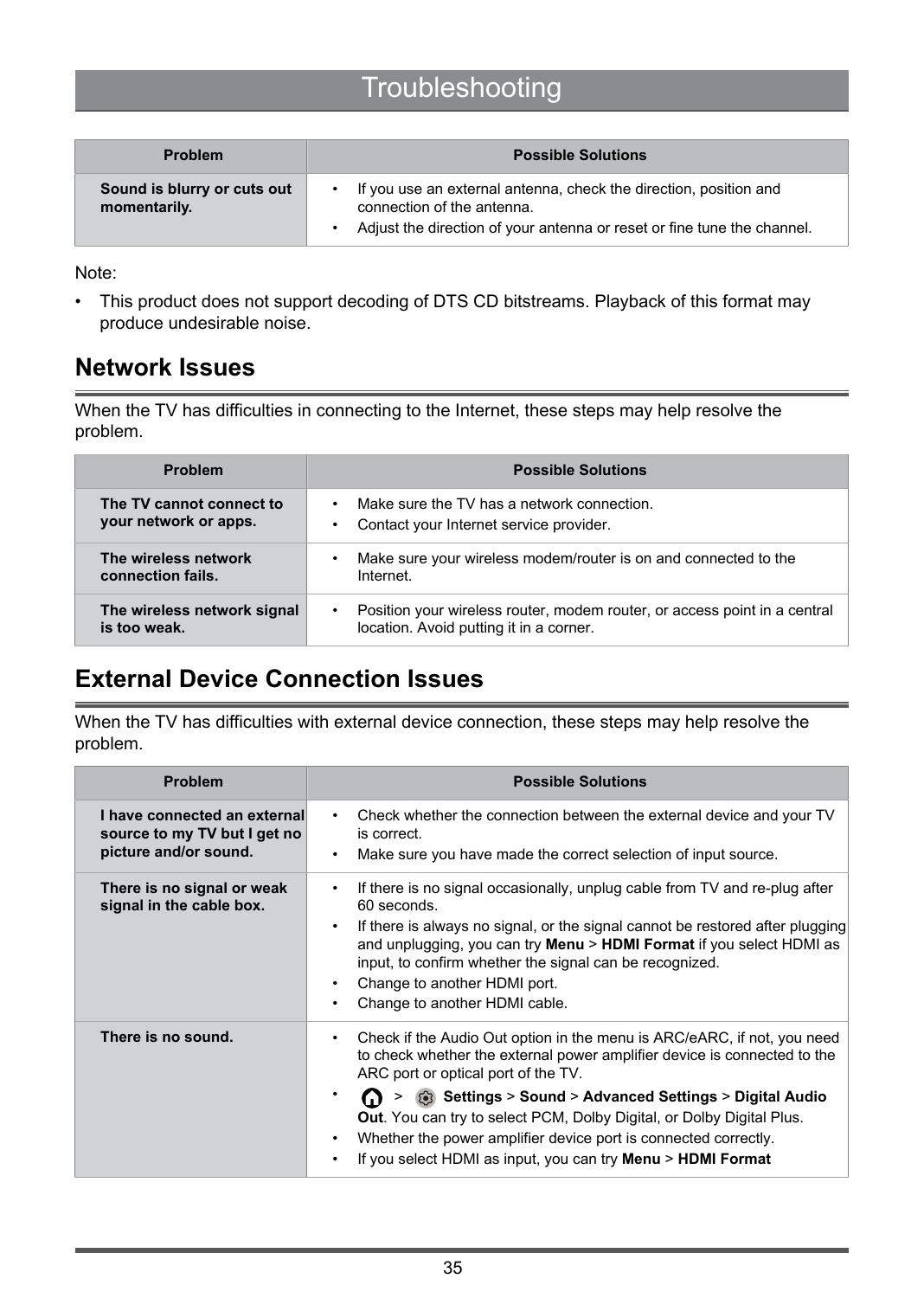# Troubleshooting

| Problem | Possible Solutions |
| --- | --- |
| **Sound is blurry or cuts out momentarily.** | • If you use an external antenna, check the direction, position and connection of the antenna.<br>• Adjust the direction of your antenna or reset or fine tune the channel. |

Note:

- This product does not support decoding of DTS CD bitstreams. Playback of this format may produce undesirable noise.

## Network Issues

When the TV has difficulties in connecting to the Internet, these steps may help resolve the problem.

| Problem | Possible Solutions |
| --- | --- |
| **The TV cannot connect to your network or apps.** | • Make sure the TV has a network connection.<br>• Contact your Internet service provider. |
| **The wireless network connection fails.** | • Make sure your wireless modem/router is on and connected to the Internet. |
| **The wireless network signal is too weak.** | • Position your wireless router, modem router, or access point in a central location. Avoid putting it in a corner. |

## External Device Connection Issues

When the TV has difficulties with external device connection, these steps may help resolve the problem.

| Problem | Possible Solutions |
| --- | --- |
| **I have connected an external source to my TV but I get no picture and/or sound.** | • Check whether the connection between the external device and your TV is correct.<br>• Make sure you have made the correct selection of input source. |
| **There is no signal or weak signal in the cable box.** | • If there is no signal occasionally, unplug cable from TV and re-plug after 60 seconds.<br>• If there is always no signal, or the signal cannot be restored after plugging and unplugging, you can try **Menu** > **HDMI Format** if you select HDMI as input, to confirm whether the signal can be recognized.<br>• Change to another HDMI port.<br>• Change to another HDMI cable. |
| **There is no sound.** | • Check if the Audio Out option in the menu is ARC/eARC, if not, you need to check whether the external power amplifier device is connected to the ARC port or optical port of the TV.<br>• > **Settings** > **Sound** > **Advanced Settings** > **Digital Audio Out**. You can try to select PCM, Dolby Digital, or Dolby Digital Plus.<br>• Whether the power amplifier device port is connected correctly.<br>• If you select HDMI as input, you can try **Menu** > **HDMI Format** |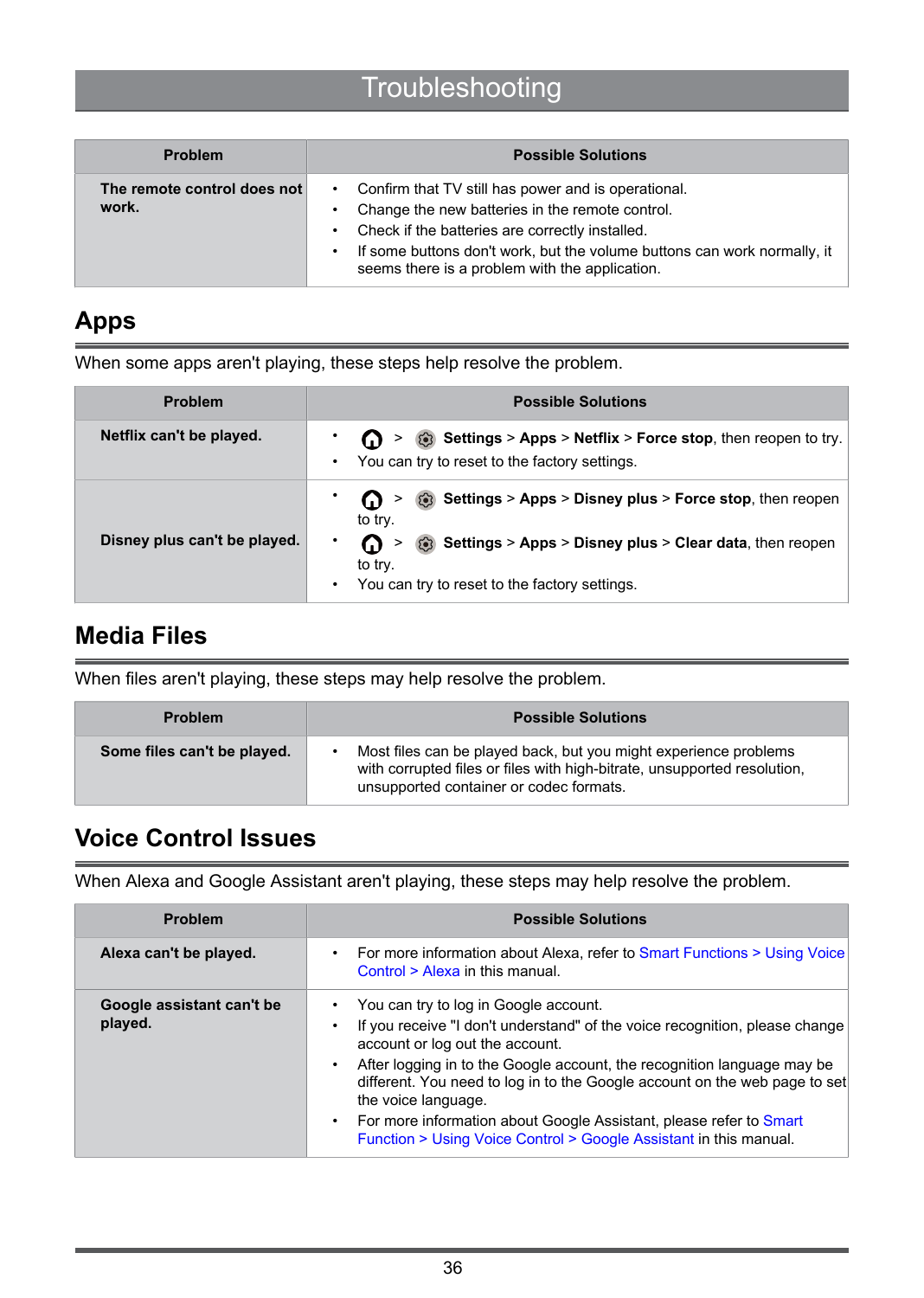# Troubleshooting

| Problem | Possible Solutions |
|---|---|
| **The remote control does not work.** | • Confirm that TV still has power and is operational.<br>• Change the new batteries in the remote control.<br>• Check if the batteries are correctly installed.<br>• If some buttons don't work, but the volume buttons can work normally, it seems there is a problem with the application. |

## Apps

When some apps aren't playing, these steps help resolve the problem.

| Problem | Possible Solutions |
|---|---|
| **Netflix can't be played.** | • > **Settings** > **Apps** > **Netflix** > **Force stop**, then reopen to try.<br>• You can try to reset to the factory settings. |
| **Disney plus can't be played.** | • > **Settings** > **Apps** > **Disney plus** > **Force stop**, then reopen to try.<br>• > **Settings** > **Apps** > **Disney plus** > **Clear data**, then reopen to try.<br>• You can try to reset to the factory settings. |

## Media Files

When files aren't playing, these steps may help resolve the problem.

| Problem | Possible Solutions |
|---|---|
| **Some files can't be played.** | • Most files can be played back, but you might experience problems with corrupted files or files with high-bitrate, unsupported resolution, unsupported container or codec formats. |

## Voice Control Issues

When Alexa and Google Assistant aren't playing, these steps may help resolve the problem.

| Problem | Possible Solutions |
|---|---|
| **Alexa can't be played.** | • For more information about Alexa, refer to Smart Functions > Using Voice Control > Alexa in this manual. |
| **Google assistant can't be played.** | • You can try to log in Google account.<br>• If you receive "I don't understand" of the voice recognition, please change account or log out the account.<br>• After logging in to the Google account, the recognition language may be different. You need to log in to the Google account on the web page to set the voice language.<br>• For more information about Google Assistant, please refer to Smart Function > Using Voice Control > Google Assistant in this manual. |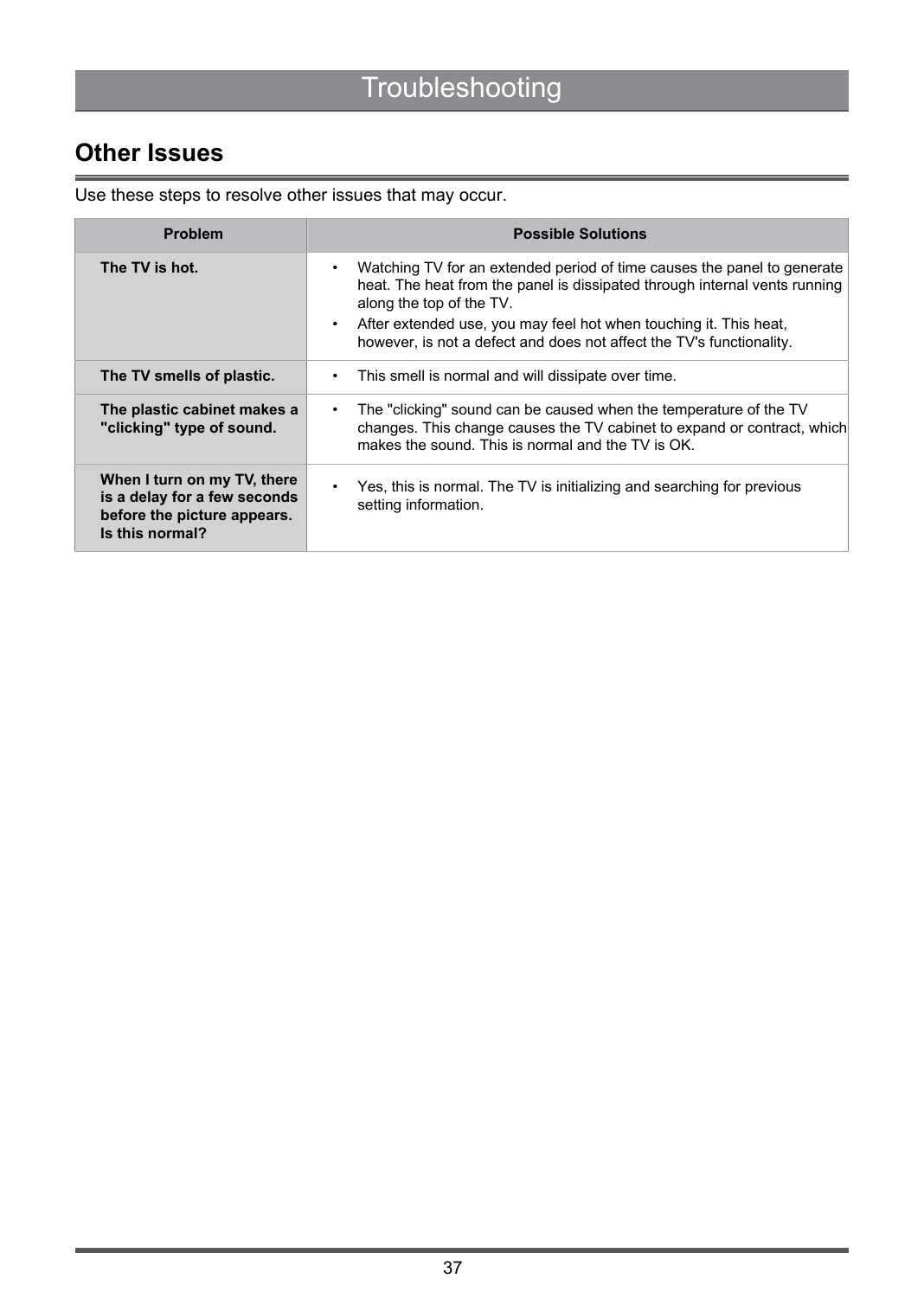# Troubleshooting

## Other Issues

Use these steps to resolve other issues that may occur.

| Problem | Possible Solutions |
| --- | --- |
| **The TV is hot.** | • Watching TV for an extended period of time causes the panel to generate heat. The heat from the panel is dissipated through internal vents running along the top of the TV.<br>• After extended use, you may feel hot when touching it. This heat, however, is not a defect and does not affect the TV's functionality. |
| **The TV smells of plastic.** | • This smell is normal and will dissipate over time. |
| **The plastic cabinet makes a "clicking" type of sound.** | • The "clicking" sound can be caused when the temperature of the TV changes. This change causes the TV cabinet to expand or contract, which makes the sound. This is normal and the TV is OK. |
| **When I turn on my TV, there is a delay for a few seconds before the picture appears. Is this normal?** | • Yes, this is normal. The TV is initializing and searching for previous setting information. |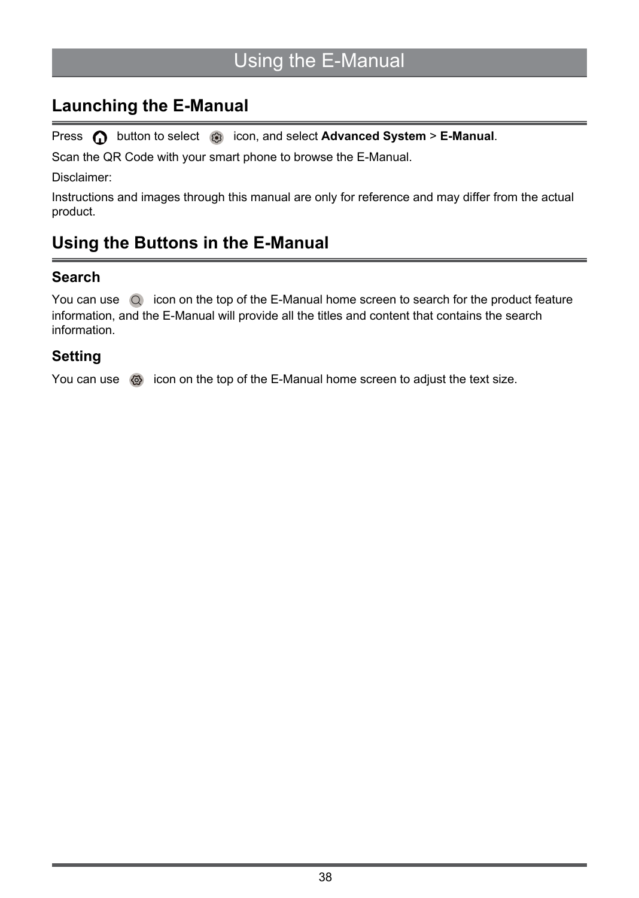# Using the E-Manual

## Launching the E-Manual

Press button to select icon, and select **Advanced System** > **E-Manual**.

Scan the QR Code with your smart phone to browse the E-Manual.

Disclaimer:

Instructions and images through this manual are only for reference and may differ from the actual product.

## Using the Buttons in the E-Manual

### Search

You can use icon on the top of the E-Manual home screen to search for the product feature information, and the E-Manual will provide all the titles and content that contains the search information.

### Setting

You can use icon on the top of the E-Manual home screen to adjust the text size.